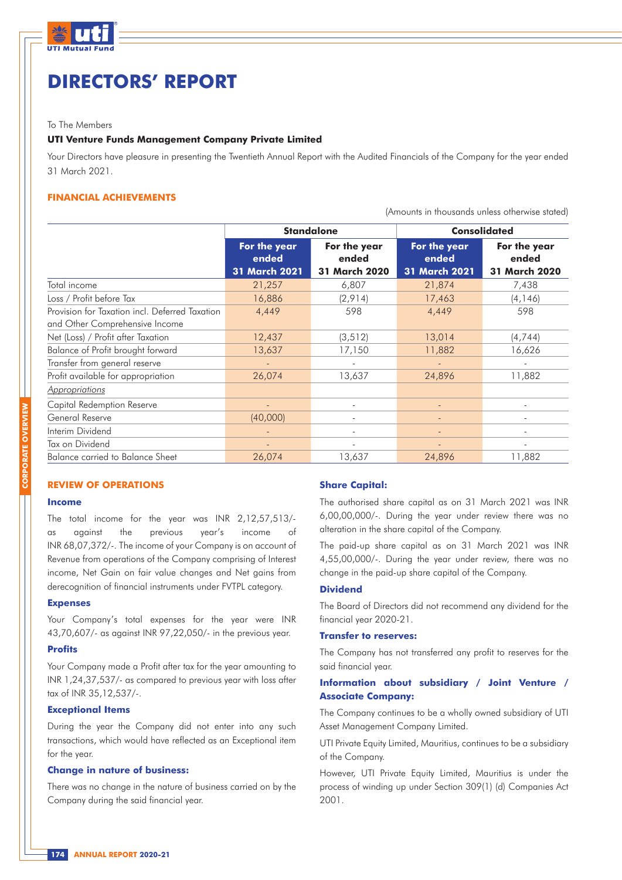# DIRECTORS' REPORT

To The Members

**UTI Venture Funds Management Company Private Limited**

Your Directors have pleasure in presenting the Twentieth Annual Report with the Audited Financials of the Company for the year ended 31 March 2021.

### FINANCIAL ACHIEVEMENTS

(Amounts in thousands unless otherwise stated)

| | Standalone | | Consolidated | |
|---|---|---|---|---|
| | For the year ended 31 March 2021 | For the year ended 31 March 2020 | For the year ended 31 March 2021 | For the year ended 31 March 2020 |
| Total income | 21,257 | 6,807 | 21,874 | 7,438 |
| Loss / Profit before Tax | 16,886 | (2,914) | 17,463 | (4,146) |
| Provision for Taxation incl. Deferred Taxation and Other Comprehensive Income | 4,449 | 598 | 4,449 | 598 |
| Net (Loss) / Profit after Taxation | 12,437 | (3,512) | 13,014 | (4,744) |
| Balance of Profit brought forward | 13,637 | 17,150 | 11,882 | 16,626 |
| Transfer from general reserve | - | - | - | - |
| Profit available for appropriation | 26,074 | 13,637 | 24,896 | 11,882 |
| *Appropriations* | | | | |
| Capital Redemption Reserve | - | - | - | - |
| General Reserve | (40,000) | - | - | - |
| Interim Dividend | - | - | - | - |
| Tax on Dividend | - | - | - | - |
| Balance carried to Balance Sheet | 26,074 | 13,637 | 24,896 | 11,882 |

### REVIEW OF OPERATIONS

**Income**

The total income for the year was INR 2,12,57,513/- as against the previous year's income of INR 68,07,372/-. The income of your Company is on account of Revenue from operations of the Company comprising of Interest income, Net Gain on fair value changes and Net gains from derecognition of financial instruments under FVTPL category.

**Expenses**

Your Company's total expenses for the year were INR 43,70,607/- as against INR 97,22,050/- in the previous year.

**Profits**

Your Company made a Profit after tax for the year amounting to INR 1,24,37,537/- as compared to previous year with loss after tax of INR 35,12,537/-.

**Exceptional Items**

During the year the Company did not enter into any such transactions, which would have reflected as an Exceptional item for the year.

**Change in nature of business:**

There was no change in the nature of business carried on by the Company during the said financial year.

**Share Capital:**

The authorised share capital as on 31 March 2021 was INR 6,00,00,000/-. During the year under review there was no alteration in the share capital of the Company.

The paid-up share capital as on 31 March 2021 was INR 4,55,00,000/-. During the year under review, there was no change in the paid-up share capital of the Company.

**Dividend**

The Board of Directors did not recommend any dividend for the financial year 2020-21.

**Transfer to reserves:**

The Company has not transferred any profit to reserves for the said financial year.

**Information about subsidiary / Joint Venture / Associate Company:**

The Company continues to be a wholly owned subsidiary of UTI Asset Management Company Limited.

UTI Private Equity Limited, Mauritius, continues to be a subsidiary of the Company.

However, UTI Private Equity Limited, Mauritius is under the process of winding up under Section 309(1) (d) Companies Act 2001.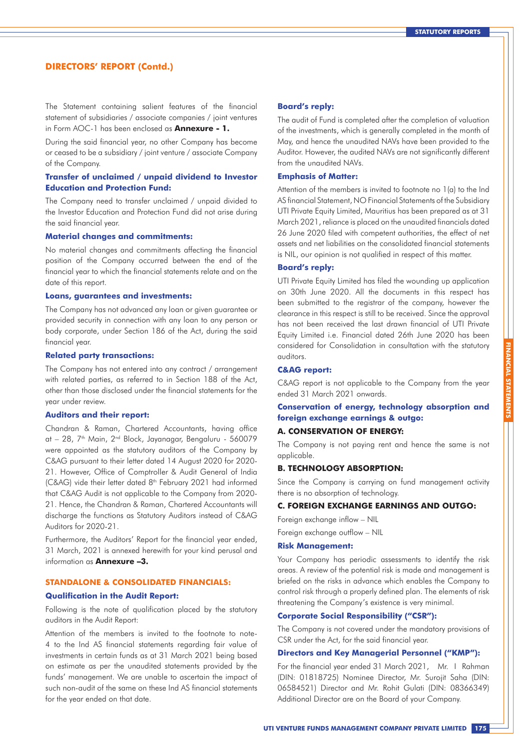## DIRECTORS' REPORT (Contd.)

The Statement containing salient features of the financial statement of subsidiaries / associate companies / joint ventures in Form AOC-1 has been enclosed as **Annexure - 1.**

During the said financial year, no other Company has become or ceased to be a subsidiary / joint venture / associate Company of the Company.

### Transfer of unclaimed / unpaid dividend to Investor Education and Protection Fund:

The Company need to transfer unclaimed / unpaid divided to the Investor Education and Protection Fund did not arise during the said financial year.

### Material changes and commitments:

No material changes and commitments affecting the financial position of the Company occurred between the end of the financial year to which the financial statements relate and on the date of this report.

### Loans, guarantees and investments:

The Company has not advanced any loan or given guarantee or provided security in connection with any loan to any person or body corporate, under Section 186 of the Act, during the said financial year.

### Related party transactions:

The Company has not entered into any contract / arrangement with related parties, as referred to in Section 188 of the Act, other than those disclosed under the financial statements for the year under review.

### Auditors and their report:

Chandran & Raman, Chartered Accountants, having office at – 28, 7th Main, 2nd Block, Jayanagar, Bengaluru - 560079 were appointed as the statutory auditors of the Company by C&AG pursuant to their letter dated 14 August 2020 for 2020-21. However, Office of Comptroller & Audit General of India (C&AG) vide their letter dated 8th February 2021 had informed that C&AG Audit is not applicable to the Company from 2020-21. Hence, the Chandran & Raman, Chartered Accountants will discharge the functions as Statutory Auditors instead of C&AG Auditors for 2020-21.

Furthermore, the Auditors' Report for the financial year ended, 31 March, 2021 is annexed herewith for your kind perusal and information as **Annexure –3.**

## STANDALONE & CONSOLIDATED FINANCIALS:

### Qualification in the Audit Report:

Following is the note of qualification placed by the statutory auditors in the Audit Report:

Attention of the members is invited to the footnote to note-4 to the Ind AS financial statements regarding fair value of investments in certain funds as at 31 March 2021 being based on estimate as per the unaudited statements provided by the funds' management. We are unable to ascertain the impact of such non-audit of the same on these Ind AS financial statements for the year ended on that date.

### Board's reply:

The audit of Fund is completed after the completion of valuation of the investments, which is generally completed in the month of May, and hence the unaudited NAVs have been provided to the Auditor. However, the audited NAVs are not significantly different from the unaudited NAVs.

### Emphasis of Matter:

Attention of the members is invited to footnote no 1(a) to the Ind AS financial Statement, NO Financial Statements of the Subsidiary UTI Private Equity Limited, Mauritius has been prepared as at 31 March 2021, reliance is placed on the unaudited financials dated 26 June 2020 filed with competent authorities, the effect of net assets and net liabilities on the consolidated financial statements is NIL, our opinion is not qualified in respect of this matter.

### Board's reply:

UTI Private Equity Limited has filed the wounding up application on 30th June 2020. All the documents in this respect has been submitted to the registrar of the company, however the clearance in this respect is still to be received. Since the approval has not been received the last drawn financial of UTI Private Equity Limited i.e. Financial dated 26th June 2020 has been considered for Consolidation in consultation with the statutory auditors.

### C&AG report:

C&AG report is not applicable to the Company from the year ended 31 March 2021 onwards.

### Conservation of energy, technology absorption and foreign exchange earnings & outgo:

#### A. CONSERVATION OF ENERGY:

The Company is not paying rent and hence the same is not applicable.

#### B. TECHNOLOGY ABSORPTION:

Since the Company is carrying on fund management activity there is no absorption of technology.

#### C. FOREIGN EXCHANGE EARNINGS AND OUTGO:

Foreign exchange inflow – NIL

Foreign exchange outflow – NIL

### Risk Management:

Your Company has periodic assessments to identify the risk areas. A review of the potential risk is made and management is briefed on the risks in advance which enables the Company to control risk through a properly defined plan. The elements of risk threatening the Company's existence is very minimal.

### Corporate Social Responsibility ("CSR"):

The Company is not covered under the mandatory provisions of CSR under the Act, for the said financial year.

### Directors and Key Managerial Personnel ("KMP"):

For the financial year ended 31 March 2021, Mr. I Rahman (DIN: 01818725) Nominee Director, Mr. Surojit Saha (DIN: 06584521) Director and Mr. Rohit Gulati (DIN: 08366349) Additional Director are on the Board of your Company.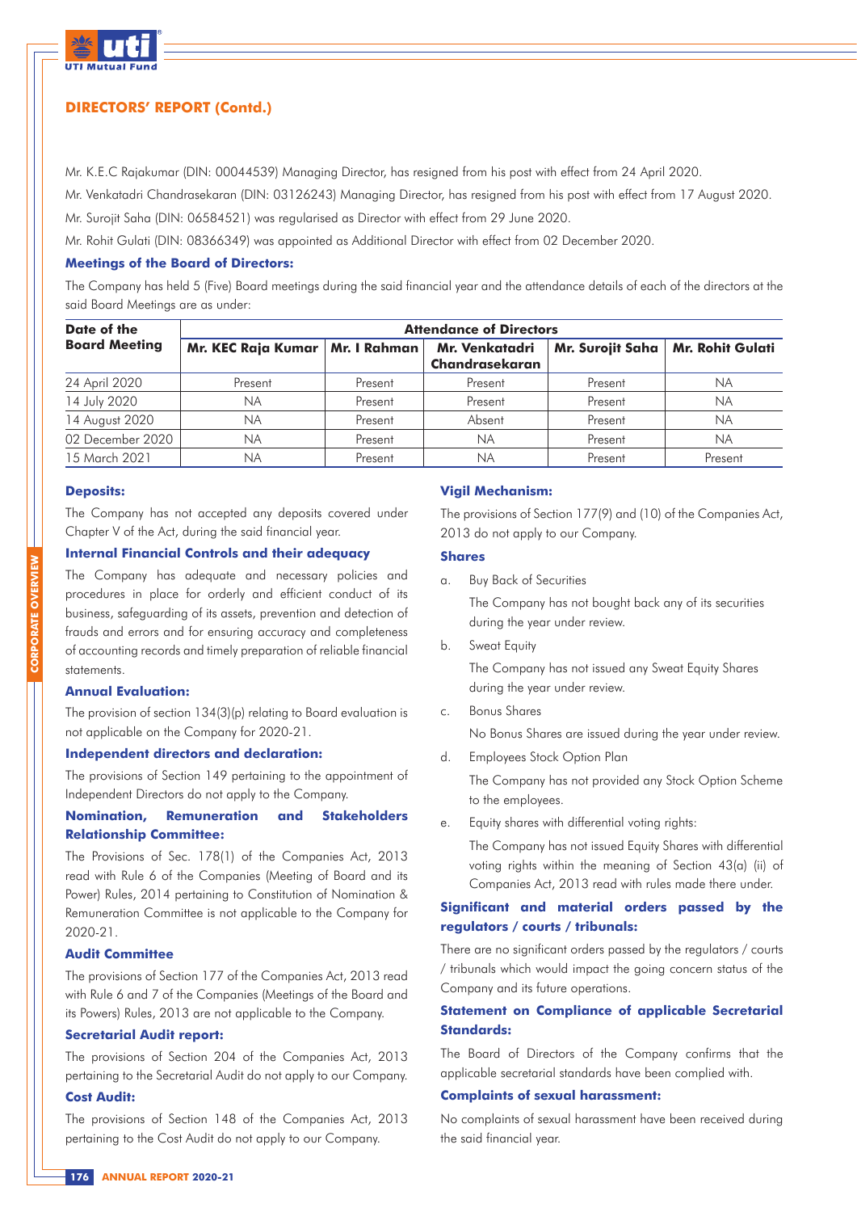## DIRECTORS' REPORT (Contd.)

Mr. K.E.C Rajakumar (DIN: 00044539) Managing Director, has resigned from his post with effect from 24 April 2020.

Mr. Venkatadri Chandrasekaran (DIN: 03126243) Managing Director, has resigned from his post with effect from 17 August 2020.

Mr. Surojit Saha (DIN: 06584521) was regularised as Director with effect from 29 June 2020.

Mr. Rohit Gulati (DIN: 08366349) was appointed as Additional Director with effect from 02 December 2020.

### Meetings of the Board of Directors:

The Company has held 5 (Five) Board meetings during the said financial year and the attendance details of each of the directors at the said Board Meetings are as under:

| Date of the Board Meeting | Attendance of Directors | | | | |
|---|---|---|---|---|---|
| | Mr. KEC Raja Kumar | Mr. I Rahman | Mr. Venkatadri Chandrasekaran | Mr. Surojit Saha | Mr. Rohit Gulati |
| 24 April 2020 | Present | Present | Present | Present | NA |
| 14 July 2020 | NA | Present | Present | Present | NA |
| 14 August 2020 | NA | Present | Absent | Present | NA |
| 02 December 2020 | NA | Present | NA | Present | NA |
| 15 March 2021 | NA | Present | NA | Present | Present |

### Deposits:

The Company has not accepted any deposits covered under Chapter V of the Act, during the said financial year.

### Internal Financial Controls and their adequacy

The Company has adequate and necessary policies and procedures in place for orderly and efficient conduct of its business, safeguarding of its assets, prevention and detection of frauds and errors and for ensuring accuracy and completeness of accounting records and timely preparation of reliable financial statements.

### Annual Evaluation:

The provision of section 134(3)(p) relating to Board evaluation is not applicable on the Company for 2020-21.

### Independent directors and declaration:

The provisions of Section 149 pertaining to the appointment of Independent Directors do not apply to the Company.

### Nomination, Remuneration and Stakeholders Relationship Committee:

The Provisions of Sec. 178(1) of the Companies Act, 2013 read with Rule 6 of the Companies (Meeting of Board and its Power) Rules, 2014 pertaining to Constitution of Nomination & Remuneration Committee is not applicable to the Company for 2020-21.

### Audit Committee

The provisions of Section 177 of the Companies Act, 2013 read with Rule 6 and 7 of the Companies (Meetings of the Board and its Powers) Rules, 2013 are not applicable to the Company.

### Secretarial Audit report:

The provisions of Section 204 of the Companies Act, 2013 pertaining to the Secretarial Audit do not apply to our Company.

### Cost Audit:

The provisions of Section 148 of the Companies Act, 2013 pertaining to the Cost Audit do not apply to our Company.

### Vigil Mechanism:

The provisions of Section 177(9) and (10) of the Companies Act, 2013 do not apply to our Company.

### Shares

a. Buy Back of Securities

   The Company has not bought back any of its securities during the year under review.

b. Sweat Equity

   The Company has not issued any Sweat Equity Shares during the year under review.

c. Bonus Shares

   No Bonus Shares are issued during the year under review.

d. Employees Stock Option Plan

   The Company has not provided any Stock Option Scheme to the employees.

e. Equity shares with differential voting rights:

   The Company has not issued Equity Shares with differential voting rights within the meaning of Section 43(a) (ii) of Companies Act, 2013 read with rules made there under.

### Significant and material orders passed by the regulators / courts / tribunals:

There are no significant orders passed by the regulators / courts / tribunals which would impact the going concern status of the Company and its future operations.

### Statement on Compliance of applicable Secretarial Standards:

The Board of Directors of the Company confirms that the applicable secretarial standards have been complied with.

### Complaints of sexual harassment:

No complaints of sexual harassment have been received during the said financial year.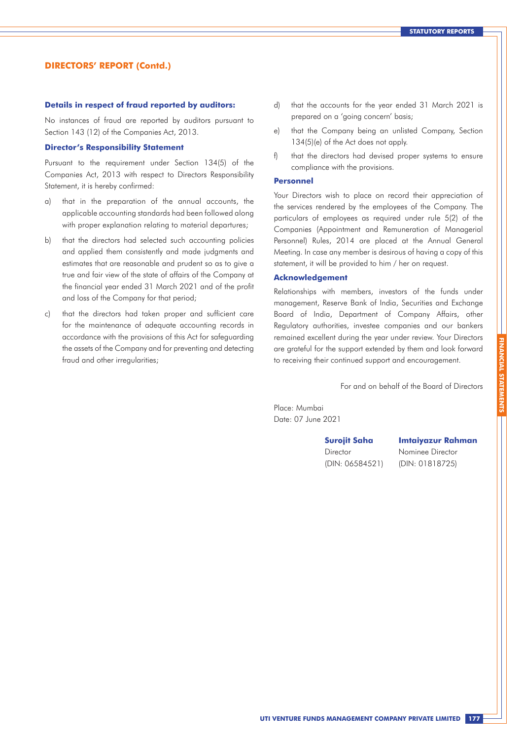## DIRECTORS' REPORT (Contd.)

### Details in respect of fraud reported by auditors:

No instances of fraud are reported by auditors pursuant to Section 143 (12) of the Companies Act, 2013.

### Director's Responsibility Statement

Pursuant to the requirement under Section 134(5) of the Companies Act, 2013 with respect to Directors Responsibility Statement, it is hereby confirmed:

a) that in the preparation of the annual accounts, the applicable accounting standards had been followed along with proper explanation relating to material departures;

b) that the directors had selected such accounting policies and applied them consistently and made judgments and estimates that are reasonable and prudent so as to give a true and fair view of the state of affairs of the Company at the financial year ended 31 March 2021 and of the profit and loss of the Company for that period;

c) that the directors had taken proper and sufficient care for the maintenance of adequate accounting records in accordance with the provisions of this Act for safeguarding the assets of the Company and for preventing and detecting fraud and other irregularities;

d) that the accounts for the year ended 31 March 2021 is prepared on a 'going concern' basis;

e) that the Company being an unlisted Company, Section 134(5)(e) of the Act does not apply.

f) that the directors had devised proper systems to ensure compliance with the provisions.

### Personnel

Your Directors wish to place on record their appreciation of the services rendered by the employees of the Company. The particulars of employees as required under rule 5(2) of the Companies (Appointment and Remuneration of Managerial Personnel) Rules, 2014 are placed at the Annual General Meeting. In case any member is desirous of having a copy of this statement, it will be provided to him / her on request.

### Acknowledgement

Relationships with members, investors of the funds under management, Reserve Bank of India, Securities and Exchange Board of India, Department of Company Affairs, other Regulatory authorities, investee companies and our bankers remained excellent during the year under review. Your Directors are grateful for the support extended by them and look forward to receiving their continued support and encouragement.

For and on behalf of the Board of Directors

Place: Mumbai
Date: 07 June 2021

| | |
|---|---|
| **Surojit Saha** | **Imtaiyazur Rahman** |
| Director | Nominee Director |
| (DIN: 06584521) | (DIN: 01818725) |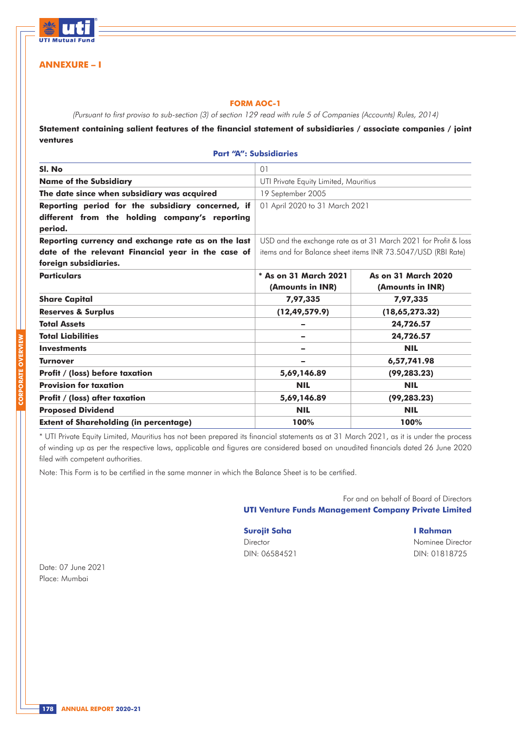## ANNEXURE – I

### FORM AOC-1

*(Pursuant to first proviso to sub-section (3) of section 129 read with rule 5 of Companies (Accounts) Rules, 2014)*

**Statement containing salient features of the financial statement of subsidiaries / associate companies / joint ventures**

**Part "A": Subsidiaries**

| | | |
|---|---|---|
| **Sl. No** | 01 | |
| **Name of the Subsidiary** | UTI Private Equity Limited, Mauritius | |
| **The date since when subsidiary was acquired** | 19 September 2005 | |
| **Reporting period for the subsidiary concerned, if different from the holding company's reporting period.** | 01 April 2020 to 31 March 2021 | |
| **Reporting currency and exchange rate as on the last date of the relevant Financial year in the case of foreign subsidiaries.** | USD and the exchange rate as at 31 March 2021 for Profit & loss items and for Balance sheet items INR 73.5047/USD (RBI Rate) | |
| **Particulars** | **\* As on 31 March 2021 (Amounts in INR)** | **As on 31 March 2020 (Amounts in INR)** |
| **Share Capital** | **7,97,335** | **7,97,335** |
| **Reserves & Surplus** | **(12,49,579.9)** | **(18,65,273.32)** |
| **Total Assets** | **–** | **24,726.57** |
| **Total Liabilities** | **–** | **24,726.57** |
| **Investments** | **–** | **NIL** |
| **Turnover** | **–** | **6,57,741.98** |
| **Profit / (loss) before taxation** | **5,69,146.89** | **(99,283.23)** |
| **Provision for taxation** | **NIL** | **NIL** |
| **Profit / (loss) after taxation** | **5,69,146.89** | **(99,283.23)** |
| **Proposed Dividend** | **NIL** | **NIL** |
| **Extent of Shareholding (in percentage)** | **100%** | **100%** |

\* UTI Private Equity Limited, Mauritius has not been prepared its financial statements as at 31 March 2021, as it is under the process of winding up as per the respective laws, applicable and figures are considered based on unaudited financials dated 26 June 2020 filed with competent authorities.

Note: This Form is to be certified in the same manner in which the Balance Sheet is to be certified.

For and on behalf of Board of Directors
**UTI Venture Funds Management Company Private Limited**

**Surojit Saha**
Director
DIN: 06584521

**I Rahman**
Nominee Director
DIN: 01818725

Date: 07 June 2021
Place: Mumbai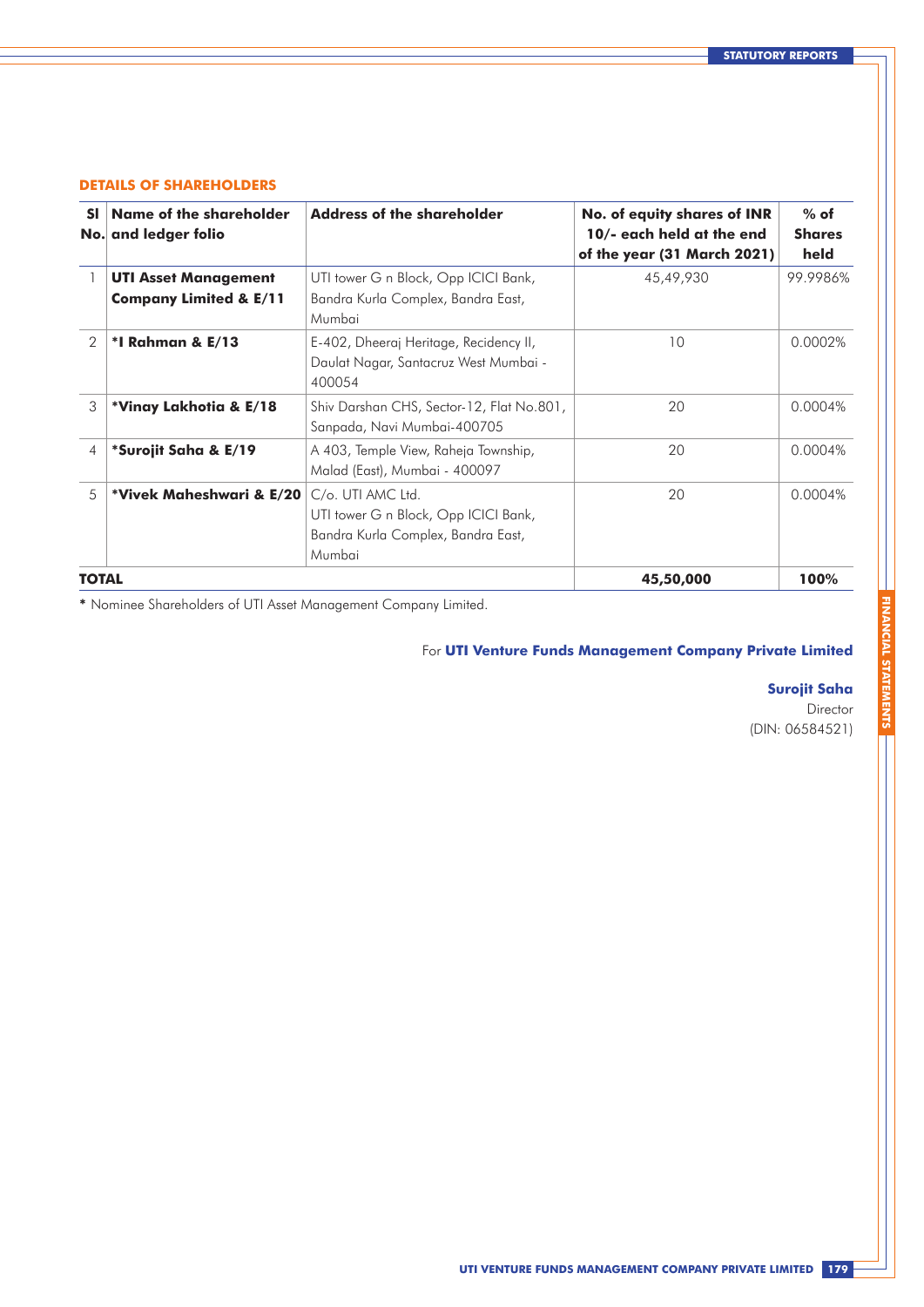## DETAILS OF SHAREHOLDERS

| Sl No. | Name of the shareholder and ledger folio | Address of the shareholder | No. of equity shares of INR 10/- each held at the end of the year (31 March 2021) | % of Shares held |
|---|---|---|---|---|
| 1 | **UTI Asset Management Company Limited & E/11** | UTI tower G n Block, Opp ICICI Bank, Bandra Kurla Complex, Bandra East, Mumbai | 45,49,930 | 99.9986% |
| 2 | **\*I Rahman & E/13** | E-402, Dheeraj Heritage, Recidency II, Daulat Nagar, Santacruz West Mumbai - 400054 | 10 | 0.0002% |
| 3 | **\*Vinay Lakhotia & E/18** | Shiv Darshan CHS, Sector-12, Flat No.801, Sanpada, Navi Mumbai-400705 | 20 | 0.0004% |
| 4 | **\*Surojit Saha & E/19** | A 403, Temple View, Raheja Township, Malad (East), Mumbai - 400097 | 20 | 0.0004% |
| 5 | **\*Vivek Maheshwari & E/20** | C/o. UTI AMC Ltd. UTI tower G n Block, Opp ICICI Bank, Bandra Kurla Complex, Bandra East, Mumbai | 20 | 0.0004% |
| **TOTAL** | | | **45,50,000** | **100%** |

\* Nominee Shareholders of UTI Asset Management Company Limited.

For **UTI Venture Funds Management Company Private Limited**

**Surojit Saha**
Director
(DIN: 06584521)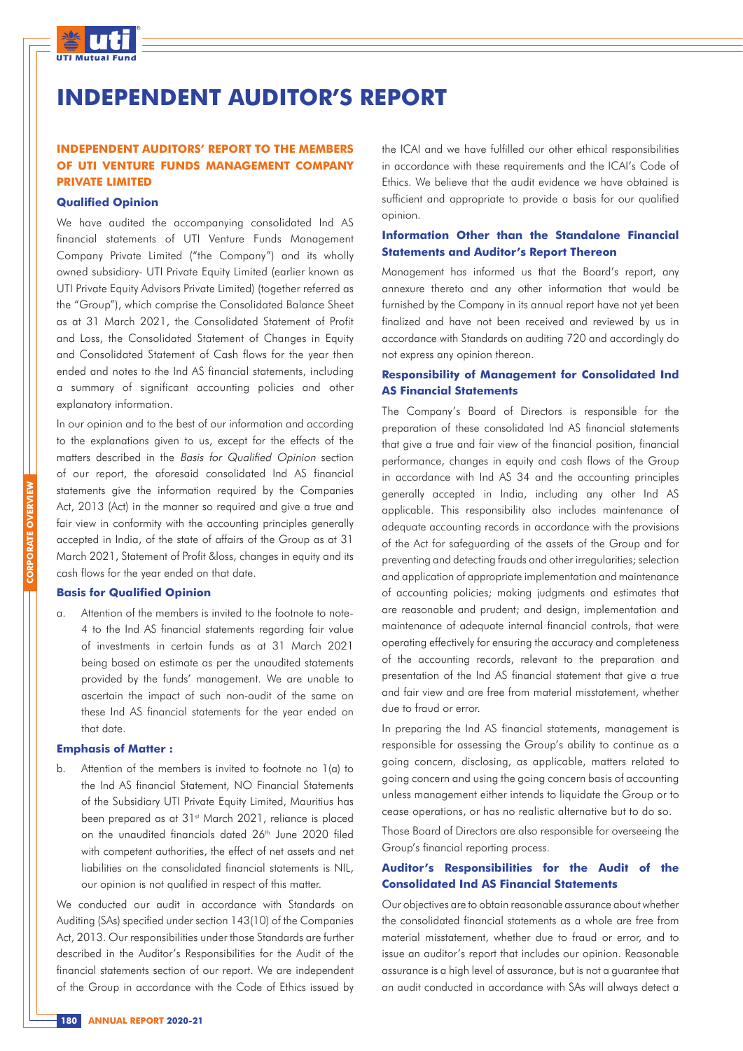# INDEPENDENT AUDITOR'S REPORT

### INDEPENDENT AUDITORS' REPORT TO THE MEMBERS OF UTI VENTURE FUNDS MANAGEMENT COMPANY PRIVATE LIMITED

#### Qualified Opinion

We have audited the accompanying consolidated Ind AS financial statements of UTI Venture Funds Management Company Private Limited ("the Company") and its wholly owned subsidiary- UTI Private Equity Limited (earlier known as UTI Private Equity Advisors Private Limited) (together referred as the "Group"), which comprise the Consolidated Balance Sheet as at 31 March 2021, the Consolidated Statement of Profit and Loss, the Consolidated Statement of Changes in Equity and Consolidated Statement of Cash flows for the year then ended and notes to the Ind AS financial statements, including a summary of significant accounting policies and other explanatory information.

In our opinion and to the best of our information and according to the explanations given to us, except for the effects of the matters described in the *Basis for Qualified Opinion* section of our report, the aforesaid consolidated Ind AS financial statements give the information required by the Companies Act, 2013 (Act) in the manner so required and give a true and fair view in conformity with the accounting principles generally accepted in India, of the state of affairs of the Group as at 31 March 2021, Statement of Profit &loss, changes in equity and its cash flows for the year ended on that date.

#### Basis for Qualified Opinion

a. Attention of the members is invited to the footnote to note-4 to the Ind AS financial statements regarding fair value of investments in certain funds as at 31 March 2021 being based on estimate as per the unaudited statements provided by the funds' management. We are unable to ascertain the impact of such non-audit of the same on these Ind AS financial statements for the year ended on that date.

#### Emphasis of Matter :

b. Attention of the members is invited to footnote no 1(a) to the Ind AS financial Statement, NO Financial Statements of the Subsidiary UTI Private Equity Limited, Mauritius has been prepared as at 31st March 2021, reliance is placed on the unaudited financials dated 26th June 2020 filed with competent authorities, the effect of net assets and net liabilities on the consolidated financial statements is NIL, our opinion is not qualified in respect of this matter.

We conducted our audit in accordance with Standards on Auditing (SAs) specified under section 143(10) of the Companies Act, 2013. Our responsibilities under those Standards are further described in the Auditor's Responsibilities for the Audit of the financial statements section of our report. We are independent of the Group in accordance with the Code of Ethics issued by the ICAI and we have fulfilled our other ethical responsibilities in accordance with these requirements and the ICAI's Code of Ethics. We believe that the audit evidence we have obtained is sufficient and appropriate to provide a basis for our qualified opinion.

#### Information Other than the Standalone Financial Statements and Auditor's Report Thereon

Management has informed us that the Board's report, any annexure thereto and any other information that would be furnished by the Company in its annual report have not yet been finalized and have not been received and reviewed by us in accordance with Standards on auditing 720 and accordingly do not express any opinion thereon.

#### Responsibility of Management for Consolidated Ind AS Financial Statements

The Company's Board of Directors is responsible for the preparation of these consolidated Ind AS financial statements that give a true and fair view of the financial position, financial performance, changes in equity and cash flows of the Group in accordance with Ind AS 34 and the accounting principles generally accepted in India, including any other Ind AS applicable. This responsibility also includes maintenance of adequate accounting records in accordance with the provisions of the Act for safeguarding of the assets of the Group and for preventing and detecting frauds and other irregularities; selection and application of appropriate implementation and maintenance of accounting policies; making judgments and estimates that are reasonable and prudent; and design, implementation and maintenance of adequate internal financial controls, that were operating effectively for ensuring the accuracy and completeness of the accounting records, relevant to the preparation and presentation of the Ind AS financial statement that give a true and fair view and are free from material misstatement, whether due to fraud or error.

In preparing the Ind AS financial statements, management is responsible for assessing the Group's ability to continue as a going concern, disclosing, as applicable, matters related to going concern and using the going concern basis of accounting unless management either intends to liquidate the Group or to cease operations, or has no realistic alternative but to do so.

Those Board of Directors are also responsible for overseeing the Group's financial reporting process.

#### Auditor's Responsibilities for the Audit of the Consolidated Ind AS Financial Statements

Our objectives are to obtain reasonable assurance about whether the consolidated financial statements as a whole are free from material misstatement, whether due to fraud or error, and to issue an auditor's report that includes our opinion. Reasonable assurance is a high level of assurance, but is not a guarantee that an audit conducted in accordance with SAs will always detect a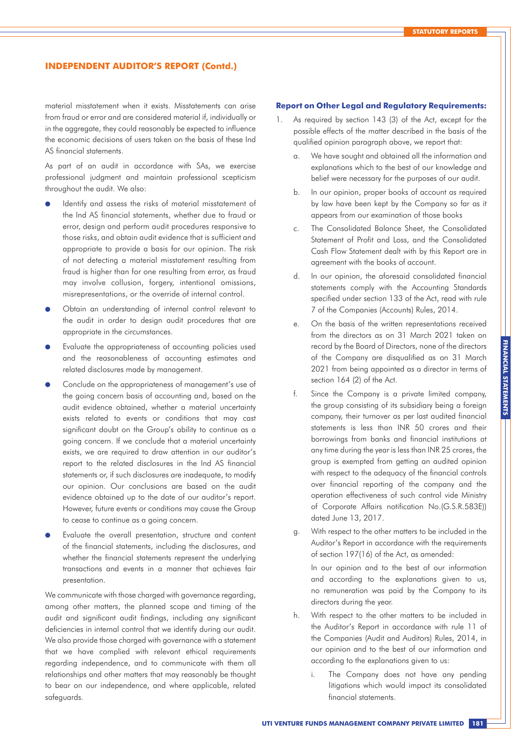## INDEPENDENT AUDITOR'S REPORT (Contd.)

material misstatement when it exists. Misstatements can arise from fraud or error and are considered material if, individually or in the aggregate, they could reasonably be expected to influence the economic decisions of users taken on the basis of these Ind AS financial statements.

As part of an audit in accordance with SAs, we exercise professional judgment and maintain professional scepticism throughout the audit. We also:

- Identify and assess the risks of material misstatement of the Ind AS financial statements, whether due to fraud or error, design and perform audit procedures responsive to those risks, and obtain audit evidence that is sufficient and appropriate to provide a basis for our opinion. The risk of not detecting a material misstatement resulting from fraud is higher than for one resulting from error, as fraud may involve collusion, forgery, intentional omissions, misrepresentations, or the override of internal control.
- Obtain an understanding of internal control relevant to the audit in order to design audit procedures that are appropriate in the circumstances.
- Evaluate the appropriateness of accounting policies used and the reasonableness of accounting estimates and related disclosures made by management.
- Conclude on the appropriateness of management's use of the going concern basis of accounting and, based on the audit evidence obtained, whether a material uncertainty exists related to events or conditions that may cast significant doubt on the Group's ability to continue as a going concern. If we conclude that a material uncertainty exists, we are required to draw attention in our auditor's report to the related disclosures in the Ind AS financial statements or, if such disclosures are inadequate, to modify our opinion. Our conclusions are based on the audit evidence obtained up to the date of our auditor's report. However, future events or conditions may cause the Group to cease to continue as a going concern.
- Evaluate the overall presentation, structure and content of the financial statements, including the disclosures, and whether the financial statements represent the underlying transactions and events in a manner that achieves fair presentation.

We communicate with those charged with governance regarding, among other matters, the planned scope and timing of the audit and significant audit findings, including any significant deficiencies in internal control that we identify during our audit. We also provide those charged with governance with a statement that we have complied with relevant ethical requirements regarding independence, and to communicate with them all relationships and other matters that may reasonably be thought to bear on our independence, and where applicable, related safeguards.

### Report on Other Legal and Regulatory Requirements:

1. As required by section 143 (3) of the Act, except for the possible effects of the matter described in the basis of the qualified opinion paragraph above, we report that:

   a. We have sought and obtained all the information and explanations which to the best of our knowledge and belief were necessary for the purposes of our audit.

   b. In our opinion, proper books of account as required by law have been kept by the Company so far as it appears from our examination of those books

   c. The Consolidated Balance Sheet, the Consolidated Statement of Profit and Loss, and the Consolidated Cash Flow Statement dealt with by this Report are in agreement with the books of account.

   d. In our opinion, the aforesaid consolidated financial statements comply with the Accounting Standards specified under section 133 of the Act, read with rule 7 of the Companies (Accounts) Rules, 2014.

   e. On the basis of the written representations received from the directors as on 31 March 2021 taken on record by the Board of Directors, none of the directors of the Company are disqualified as on 31 March 2021 from being appointed as a director in terms of section 164 (2) of the Act.

   f. Since the Company is a private limited company, the group consisting of its subsidiary being a foreign company, their turnover as per last audited financial statements is less than INR 50 crores and their borrowings from banks and financial institutions at any time during the year is less than INR 25 crores, the group is exempted from getting an audited opinion with respect to the adequacy of the financial controls over financial reporting of the company and the operation effectiveness of such control vide Ministry of Corporate Affairs notification No.(G.S.R.583E)) dated June 13, 2017.

   g. With respect to the other matters to be included in the Auditor's Report in accordance with the requirements of section 197(16) of the Act, as amended:

      In our opinion and to the best of our information and according to the explanations given to us, no remuneration was paid by the Company to its directors during the year.

   h. With respect to the other matters to be included in the Auditor's Report in accordance with rule 11 of the Companies (Audit and Auditors) Rules, 2014, in our opinion and to the best of our information and according to the explanations given to us:

      i. The Company does not have any pending litigations which would impact its consolidated financial statements.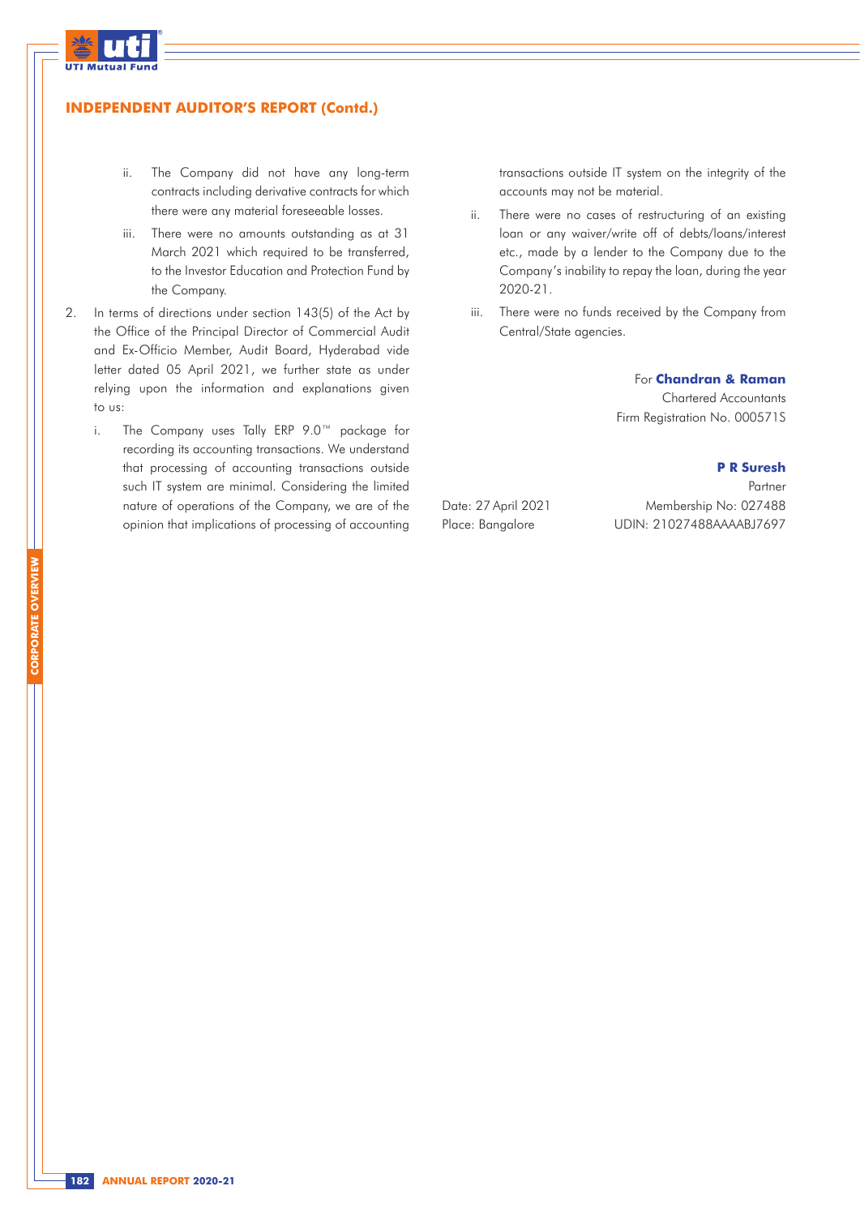## INDEPENDENT AUDITOR'S REPORT (Contd.)

ii. The Company did not have any long-term contracts including derivative contracts for which there were any material foreseeable losses.

iii. There were no amounts outstanding as at 31 March 2021 which required to be transferred, to the Investor Education and Protection Fund by the Company.

2. In terms of directions under section 143(5) of the Act by the Office of the Principal Director of Commercial Audit and Ex-Officio Member, Audit Board, Hyderabad vide letter dated 05 April 2021, we further state as under relying upon the information and explanations given to us:

   i. The Company uses Tally ERP 9.0™ package for recording its accounting transactions. We understand that processing of accounting transactions outside such IT system are minimal. Considering the limited nature of operations of the Company, we are of the opinion that implications of processing of accounting transactions outside IT system on the integrity of the accounts may not be material.

   ii. There were no cases of restructuring of an existing loan or any waiver/write off of debts/loans/interest etc., made by a lender to the Company due to the Company's inability to repay the loan, during the year 2020-21.

   iii. There were no funds received by the Company from Central/State agencies.

For **Chandran & Raman**
Chartered Accountants
Firm Registration No. 000571S

**P R Suresh**
Partner
Membership No: 027488
UDIN: 21027488AAAABJ7697

Date: 27 April 2021
Place: Bangalore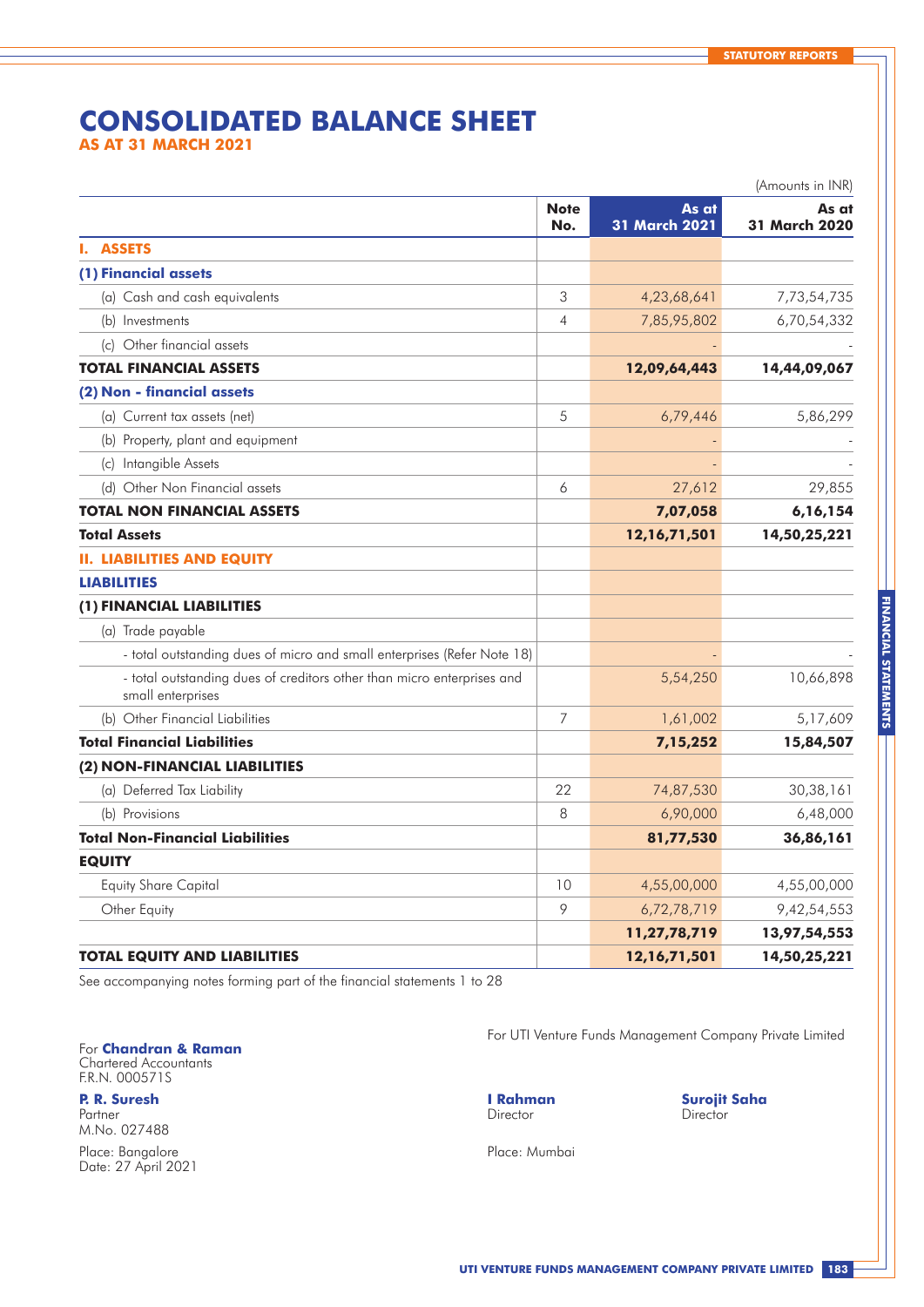# CONSOLIDATED BALANCE SHEET
## AS AT 31 MARCH 2021

(Amounts in INR)

| | Note No. | As at 31 March 2021 | As at 31 March 2020 |
|---|---|---|---|
| **I. ASSETS** | | | |
| **(1) Financial assets** | | | |
| (a) Cash and cash equivalents | 3 | 4,23,68,641 | 7,73,54,735 |
| (b) Investments | 4 | 7,85,95,802 | 6,70,54,332 |
| (c) Other financial assets | | - | - |
| **TOTAL FINANCIAL ASSETS** | | **12,09,64,443** | **14,44,09,067** |
| **(2) Non - financial assets** | | | |
| (a) Current tax assets (net) | 5 | 6,79,446 | 5,86,299 |
| (b) Property, plant and equipment | | - | - |
| (c) Intangible Assets | | - | - |
| (d) Other Non Financial assets | 6 | 27,612 | 29,855 |
| **TOTAL NON FINANCIAL ASSETS** | | **7,07,058** | **6,16,154** |
| **Total Assets** | | **12,16,71,501** | **14,50,25,221** |
| **II. LIABILITIES AND EQUITY** | | | |
| **LIABILITIES** | | | |
| **(1) FINANCIAL LIABILITIES** | | | |
| (a) Trade payable | | | |
| - total outstanding dues of micro and small enterprises (Refer Note 18) | | - | - |
| - total outstanding dues of creditors other than micro enterprises and small enterprises | | 5,54,250 | 10,66,898 |
| (b) Other Financial Liabilities | 7 | 1,61,002 | 5,17,609 |
| **Total Financial Liabilities** | | **7,15,252** | **15,84,507** |
| **(2) NON-FINANCIAL LIABILITIES** | | | |
| (a) Deferred Tax Liability | 22 | 74,87,530 | 30,38,161 |
| (b) Provisions | 8 | 6,90,000 | 6,48,000 |
| **Total Non-Financial Liabilities** | | **81,77,530** | **36,86,161** |
| **EQUITY** | | | |
| Equity Share Capital | 10 | 4,55,00,000 | 4,55,00,000 |
| Other Equity | 9 | 6,72,78,719 | 9,42,54,553 |
| | | **11,27,78,719** | **13,97,54,553** |
| **TOTAL EQUITY AND LIABILITIES** | | **12,16,71,501** | **14,50,25,221** |

See accompanying notes forming part of the financial statements 1 to 28

For **Chandran & Raman**
Chartered Accountants
F.R.N. 000571S

**P. R. Suresh**
Partner
M.No. 027488

Place: Bangalore
Date: 27 April 2021

For UTI Venture Funds Management Company Private Limited

**I Rahman**
Director

**Surojit Saha**
Director

Place: Mumbai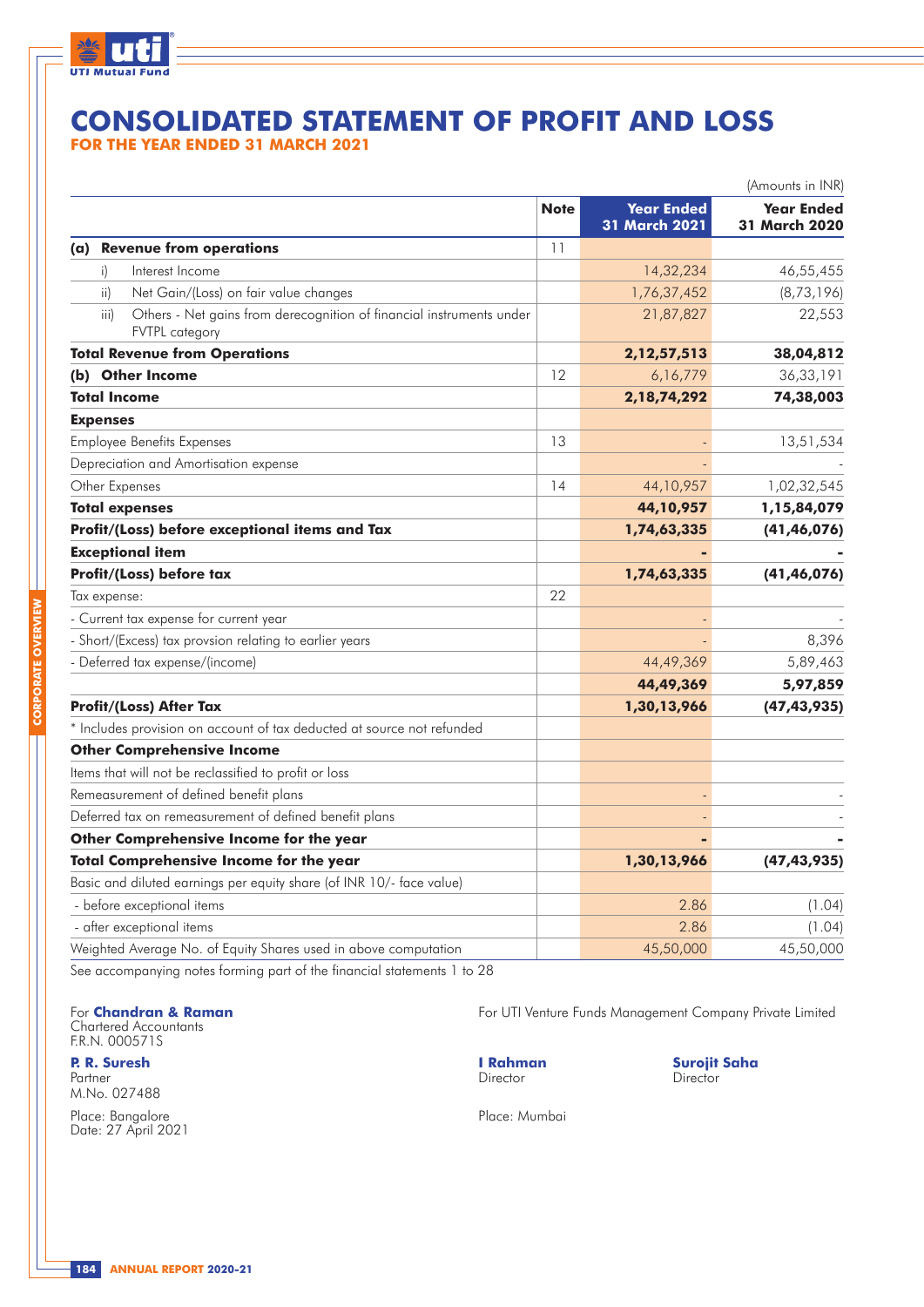# CONSOLIDATED STATEMENT OF PROFIT AND LOSS
## FOR THE YEAR ENDED 31 MARCH 2021

(Amounts in INR)

| | Note | Year Ended 31 March 2021 | Year Ended 31 March 2020 |
|---|---|---|---|
| **(a) Revenue from operations** | 11 | | |
| i) Interest Income | | 14,32,234 | 46,55,455 |
| ii) Net Gain/(Loss) on fair value changes | | 1,76,37,452 | (8,73,196) |
| iii) Others - Net gains from derecognition of financial instruments under FVTPL category | | 21,87,827 | 22,553 |
| **Total Revenue from Operations** | | **2,12,57,513** | **38,04,812** |
| **(b) Other Income** | 12 | 6,16,779 | 36,33,191 |
| **Total Income** | | **2,18,74,292** | **74,38,003** |
| **Expenses** | | | |
| Employee Benefits Expenses | 13 | - | 13,51,534 |
| Depreciation and Amortisation expense | | - | - |
| Other Expenses | 14 | 44,10,957 | 1,02,32,545 |
| **Total expenses** | | **44,10,957** | **1,15,84,079** |
| **Profit/(Loss) before exceptional items and Tax** | | **1,74,63,335** | **(41,46,076)** |
| **Exceptional item** | | **-** | **-** |
| **Profit/(Loss) before tax** | | **1,74,63,335** | **(41,46,076)** |
| Tax expense: | 22 | | |
| - Current tax expense for current year | | - | - |
| - Short/(Excess) tax provsion relating to earlier years | | - | 8,396 |
| - Deferred tax expense/(income) | | 44,49,369 | 5,89,463 |
| | | **44,49,369** | **5,97,859** |
| **Profit/(Loss) After Tax** | | **1,30,13,966** | **(47,43,935)** |
| * Includes provision on account of tax deducted at source not refunded | | | |
| **Other Comprehensive Income** | | | |
| Items that will not be reclassified to profit or loss | | | |
| Remeasurement of defined benefit plans | | - | - |
| Deferred tax on remeasurement of defined benefit plans | | - | - |
| **Other Comprehensive Income for the year** | | **-** | **-** |
| **Total Comprehensive Income for the year** | | **1,30,13,966** | **(47,43,935)** |
| Basic and diluted earnings per equity share (of INR 10/- face value) | | | |
| - before exceptional items | | 2.86 | (1.04) |
| - after exceptional items | | 2.86 | (1.04) |
| Weighted Average No. of Equity Shares used in above computation | | 45,50,000 | 45,50,000 |

See accompanying notes forming part of the financial statements 1 to 28

For **Chandran & Raman**
Chartered Accountants
F.R.N. 000571S

**P. R. Suresh**
Partner
M.No. 027488

Place: Bangalore
Date: 27 April 2021

For UTI Venture Funds Management Company Private Limited

**I Rahman**
Director

**Surojit Saha**
Director

Place: Mumbai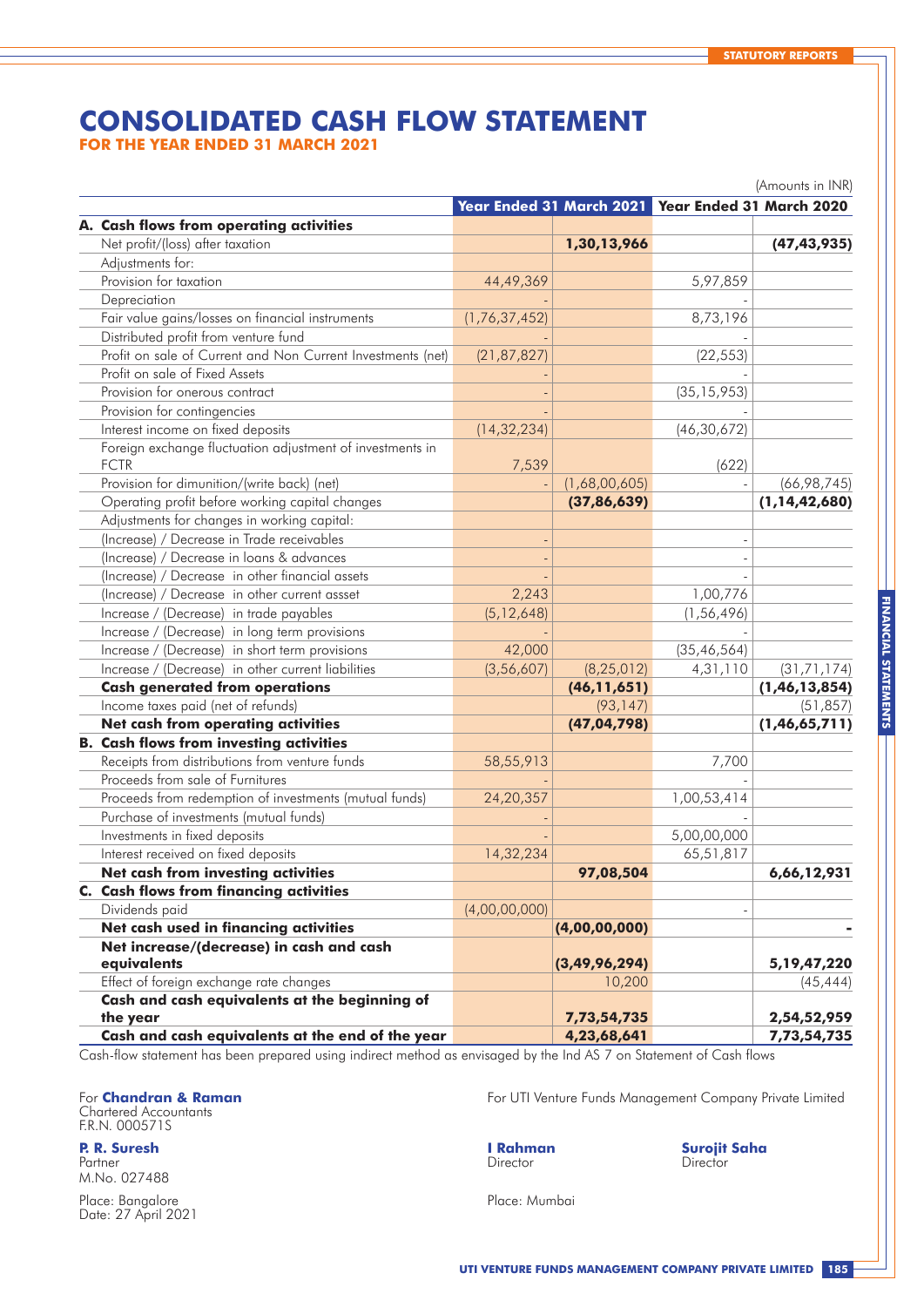# CONSOLIDATED CASH FLOW STATEMENT

**FOR THE YEAR ENDED 31 MARCH 2021**

(Amounts in INR)

| | Year Ended 31 March 2021 | | Year Ended 31 March 2020 | |
|---|---|---|---|---|
| **A. Cash flows from operating activities** | | | | |
| Net profit/(loss) after taxation | | **1,30,13,966** | | **(47,43,935)** |
| Adjustments for: | | | | |
| Provision for taxation | 44,49,369 | | 5,97,859 | |
| Depreciation | - | | - | |
| Fair value gains/losses on financial instruments | (1,76,37,452) | | 8,73,196 | |
| Distributed profit from venture fund | - | | - | |
| Profit on sale of Current and Non Current Investments (net) | (21,87,827) | | (22,553) | |
| Profit on sale of Fixed Assets | - | | - | |
| Provision for onerous contract | - | | (35,15,953) | |
| Provision for contingencies | - | | - | |
| Interest income on fixed deposits | (14,32,234) | | (46,30,672) | |
| Foreign exchange fluctuation adjustment of investments in FCTR | 7,539 | | (622) | |
| Provision for dimunition/(write back) (net) | - | (1,68,00,605) | - | (66,98,745) |
| Operating profit before working capital changes | | **(37,86,639)** | | **(1,14,42,680)** |
| Adjustments for changes in working capital: | | | | |
| (Increase) / Decrease in Trade receivables | - | | - | |
| (Increase) / Decrease in loans & advances | - | | - | |
| (Increase) / Decrease in other financial assets | - | | - | |
| (Increase) / Decrease in other current asset | 2,243 | | 1,00,776 | |
| Increase / (Decrease) in trade payables | (5,12,648) | | (1,56,496) | |
| Increase / (Decrease) in long term provisions | - | | - | |
| Increase / (Decrease) in short term provisions | 42,000 | | (35,46,564) | |
| Increase / (Decrease) in other current liabilities | (3,56,607) | (8,25,012) | 4,31,110 | (31,71,174) |
| **Cash generated from operations** | | **(46,11,651)** | | **(1,46,13,854)** |
| Income taxes paid (net of refunds) | | (93,147) | | (51,857) |
| **Net cash from operating activities** | | **(47,04,798)** | | **(1,46,65,711)** |
| **B. Cash flows from investing activities** | | | | |
| Receipts from distributions from venture funds | 58,55,913 | | 7,700 | |
| Proceeds from sale of Furnitures | - | | - | |
| Proceeds from redemption of investments (mutual funds) | 24,20,357 | | 1,00,53,414 | |
| Purchase of investments (mutual funds) | - | | - | |
| Investments in fixed deposits | - | | 5,00,00,000 | |
| Interest received on fixed deposits | 14,32,234 | | 65,51,817 | |
| **Net cash from investing activities** | | **97,08,504** | | **6,66,12,931** |
| **C. Cash flows from financing activities** | | | | |
| Dividends paid | (4,00,00,000) | | - | |
| **Net cash used in financing activities** | | **(4,00,00,000)** | | **-** |
| **Net increase/(decrease) in cash and cash equivalents** | | **(3,49,96,294)** | | **5,19,47,220** |
| Effect of foreign exchange rate changes | | 10,200 | | (45,444) |
| **Cash and cash equivalents at the beginning of the year** | | **7,73,54,735** | | **2,54,52,959** |
| **Cash and cash equivalents at the end of the year** | | **4,23,68,641** | | **7,73,54,735** |

Cash-flow statement has been prepared using indirect method as envisaged by the Ind AS 7 on Statement of Cash flows

For **Chandran & Raman**
Chartered Accountants
F.R.N. 000571S

**P. R. Suresh**
Partner
M.No. 027488

Place: Bangalore
Date: 27 April 2021

For UTI Venture Funds Management Company Private Limited

**I Rahman**
Director

**Surojit Saha**
Director

Place: Mumbai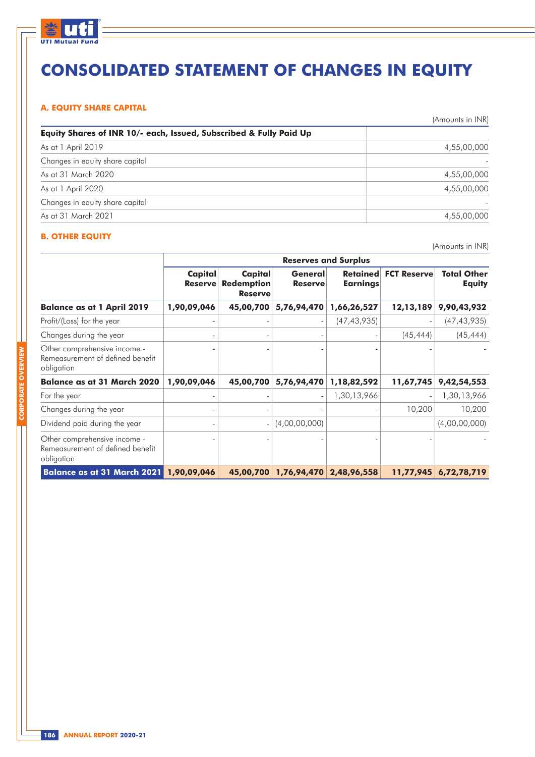# CONSOLIDATED STATEMENT OF CHANGES IN EQUITY

### A. EQUITY SHARE CAPITAL

(Amounts in INR)

| Equity Shares of INR 10/- each, Issued, Subscribed & Fully Paid Up | |
|---|---|
| As at 1 April 2019 | 4,55,00,000 |
| Changes in equity share capital | - |
| As at 31 March 2020 | 4,55,00,000 |
| As at 1 April 2020 | 4,55,00,000 |
| Changes in equity share capital | - |
| As at 31 March 2021 | 4,55,00,000 |

### B. OTHER EQUITY

(Amounts in INR)

| | Reserves and Surplus | | | | | |
|---|---|---|---|---|---|---|
| | **Capital Reserve** | **Capital Redemption Reserve** | **General Reserve** | **Retained Earnings** | **FCT Reserve** | **Total Other Equity** |
| **Balance as at 1 April 2019** | **1,90,09,046** | **45,00,700** | **5,76,94,470** | **1,66,26,527** | **12,13,189** | **9,90,43,932** |
| Profit/(Loss) for the year | - | - | - | (47,43,935) | - | (47,43,935) |
| Changes during the year | - | - | - | - | (45,444) | (45,444) |
| Other comprehensive income - Remeasurement of defined benefit obligation | - | - | - | - | - | - |
| **Balance as at 31 March 2020** | **1,90,09,046** | **45,00,700** | **5,76,94,470** | **1,18,82,592** | **11,67,745** | **9,42,54,553** |
| For the year | - | - | - | 1,30,13,966 | - | 1,30,13,966 |
| Changes during the year | - | - | - | - | 10,200 | 10,200 |
| Dividend paid during the year | - | - | (4,00,00,000) | | | (4,00,00,000) |
| Other comprehensive income - Remeasurement of defined benefit obligation | - | - | - | - | - | - |
| **Balance as at 31 March 2021** | **1,90,09,046** | **45,00,700** | **1,76,94,470** | **2,48,96,558** | **11,77,945** | **6,72,78,719** |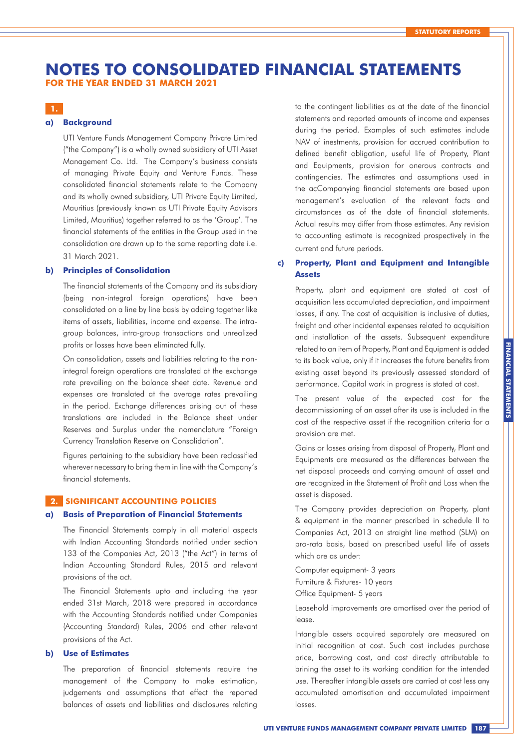# NOTES TO CONSOLIDATED FINANCIAL STATEMENTS

**FOR THE YEAR ENDED 31 MARCH 2021**

## 1.

### a) Background

UTI Venture Funds Management Company Private Limited ("the Company") is a wholly owned subsidiary of UTI Asset Management Co. Ltd. The Company's business consists of managing Private Equity and Venture Funds. These consolidated financial statements relate to the Company and its wholly owned subsidiary, UTI Private Equity Limited, Mauritius (previously known as UTI Private Equity Advisors Limited, Mauritius) together referred to as the 'Group'. The financial statements of the entities in the Group used in the consolidation are drawn up to the same reporting date i.e. 31 March 2021.

### b) Principles of Consolidation

The financial statements of the Company and its subsidiary (being non-integral foreign operations) have been consolidated on a line by line basis by adding together like items of assets, liabilities, income and expense. The intra-group balances, intra-group transactions and unrealized profits or losses have been eliminated fully.

On consolidation, assets and liabilities relating to the non-integral foreign operations are translated at the exchange rate prevailing on the balance sheet date. Revenue and expenses are translated at the average rates prevailing in the period. Exchange differences arising out of these translations are included in the Balance sheet under Reserves and Surplus under the nomenclature "Foreign Currency Translation Reserve on Consolidation".

Figures pertaining to the subsidiary have been reclassified wherever necessary to bring them in line with the Company's financial statements.

## 2. SIGNIFICANT ACCOUNTING POLICIES

### a) Basis of Preparation of Financial Statements

The Financial Statements comply in all material aspects with Indian Accounting Standards notified under section 133 of the Companies Act, 2013 ("the Act") in terms of Indian Accounting Standard Rules, 2015 and relevant provisions of the act.

The Financial Statements upto and including the year ended 31st March, 2018 were prepared in accordance with the Accounting Standards notified under Companies (Accounting Standard) Rules, 2006 and other relevant provisions of the Act.

### b) Use of Estimates

The preparation of financial statements require the management of the Company to make estimation, judgements and assumptions that effect the reported balances of assets and liabilities and disclosures relating to the contingent liabilities as at the date of the financial statements and reported amounts of income and expenses during the period. Examples of such estimates include NAV of inestments, provision for accrued contribution to defined benefit obligation, useful life of Property, Plant and Equipments, provision for onerous contracts and contingencies. The estimates and assumptions used in the acCompanying financial statements are based upon management's evaluation of the relevant facts and circumstances as of the date of financial statements. Actual results may differ from those estimates. Any revision to accounting estimate is recognized prospectively in the current and future periods.

### c) Property, Plant and Equipment and Intangible Assets

Property, plant and equipment are stated at cost of acquisition less accumulated depreciation, and impairment losses, if any. The cost of acquisition is inclusive of duties, freight and other incidental expenses related to acquisition and installation of the assets. Subsequent expenditure related to an item of Property, Plant and Equipment is added to its book value, only if it increases the future benefits from existing asset beyond its previously assessed standard of performance. Capital work in progress is stated at cost.

The present value of the expected cost for the decommissioning of an asset after its use is included in the cost of the respective asset if the recognition criteria for a provision are met.

Gains or losses arising from disposal of Property, Plant and Equipments are measured as the differences between the net disposal proceeds and carrying amount of asset and are recognized in the Statement of Profit and Loss when the asset is disposed.

The Company provides depreciation on Property, plant & equipment in the manner prescribed in schedule II to Companies Act, 2013 on straight line method (SLM) on pro-rata basis, based on prescribed useful life of assets which are as under:

Computer equipment- 3 years  
Furniture & Fixtures- 10 years  
Office Equipment- 5 years

Leasehold improvements are amortised over the period of lease.

Intangible assets acquired separately are measured on initial recognition at cost. Such cost includes purchase price, borrowing cost, and cost directly attributable to brining the asset to its working condition for the intended use. Thereafter intangible assets are carried at cost less any accumulated amortisation and accumulated impairment losses.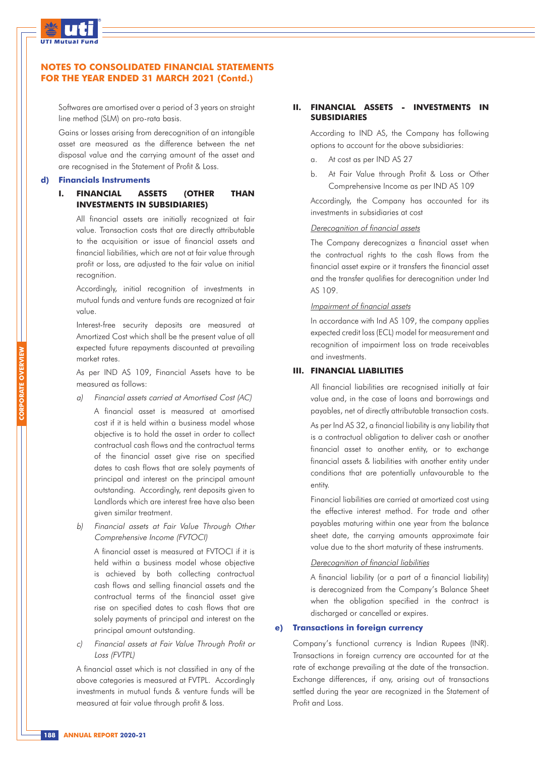## NOTES TO CONSOLIDATED FINANCIAL STATEMENTS FOR THE YEAR ENDED 31 MARCH 2021 (Contd.)

Softwares are amortised over a period of 3 years on straight line method (SLM) on pro-rata basis.

Gains or losses arising from derecognition of an intangible asset are measured as the difference between the net disposal value and the carrying amount of the asset and are recognised in the Statement of Profit & Loss.

### d) Financials Instruments

#### I. FINANCIAL ASSETS (OTHER THAN INVESTMENTS IN SUBSIDIARIES)

All financial assets are initially recognized at fair value. Transaction costs that are directly attributable to the acquisition or issue of financial assets and financial liabilities, which are not at fair value through profit or loss, are adjusted to the fair value on initial recognition.

Accordingly, initial recognition of investments in mutual funds and venture funds are recognized at fair value.

Interest-free security deposits are measured at Amortized Cost which shall be the present value of all expected future repayments discounted at prevailing market rates.

As per IND AS 109, Financial Assets have to be measured as follows:

a) *Financial assets carried at Amortised Cost (AC)*

A financial asset is measured at amortised cost if it is held within a business model whose objective is to hold the asset in order to collect contractual cash flows and the contractual terms of the financial asset give rise on specified dates to cash flows that are solely payments of principal and interest on the principal amount outstanding. Accordingly, rent deposits given to Landlords which are interest free have also been given similar treatment.

b) *Financial assets at Fair Value Through Other Comprehensive Income (FVTOCI)*

A financial asset is measured at FVTOCI if it is held within a business model whose objective is achieved by both collecting contractual cash flows and selling financial assets and the contractual terms of the financial asset give rise on specified dates to cash flows that are solely payments of principal and interest on the principal amount outstanding.

c) *Financial assets at Fair Value Through Profit or Loss (FVTPL)*

A financial asset which is not classified in any of the above categories is measured at FVTPL. Accordingly investments in mutual funds & venture funds will be measured at fair value through profit & loss.

#### II. FINANCIAL ASSETS - INVESTMENTS IN SUBSIDIARIES

According to IND AS, the Company has following options to account for the above subsidiaries:

a. At cost as per IND AS 27

b. At Fair Value through Profit & Loss or Other Comprehensive Income as per IND AS 109

Accordingly, the Company has accounted for its investments in subsidiaries at cost

<u>Derecognition of financial assets</u>

The Company derecognizes a financial asset when the contractual rights to the cash flows from the financial asset expire or it transfers the financial asset and the transfer qualifies for derecognition under Ind AS 109.

<u>Impairment of financial assets</u>

In accordance with Ind AS 109, the company applies expected credit loss (ECL) model for measurement and recognition of impairment loss on trade receivables and investments.

#### III. FINANCIAL LIABILITIES

All financial liabilities are recognised initially at fair value and, in the case of loans and borrowings and payables, net of directly attributable transaction costs.

As per Ind AS 32, a financial liability is any liability that is a contractual obligation to deliver cash or another financial asset to another entity, or to exchange financial assets & liabilities with another entity under conditions that are potentially unfavourable to the entity.

Financial liabilities are carried at amortized cost using the effective interest method. For trade and other payables maturing within one year from the balance sheet date, the carrying amounts approximate fair value due to the short maturity of these instruments.

<u>Derecognition of financial liabilities</u>

A financial liability (or a part of a financial liability) is derecognized from the Company's Balance Sheet when the obligation specified in the contract is discharged or cancelled or expires.

### e) Transactions in foreign currency

Company's functional currency is Indian Rupees (INR). Transactions in foreign currency are accounted for at the rate of exchange prevailing at the date of the transaction. Exchange differences, if any, arising out of transactions settled during the year are recognized in the Statement of Profit and Loss.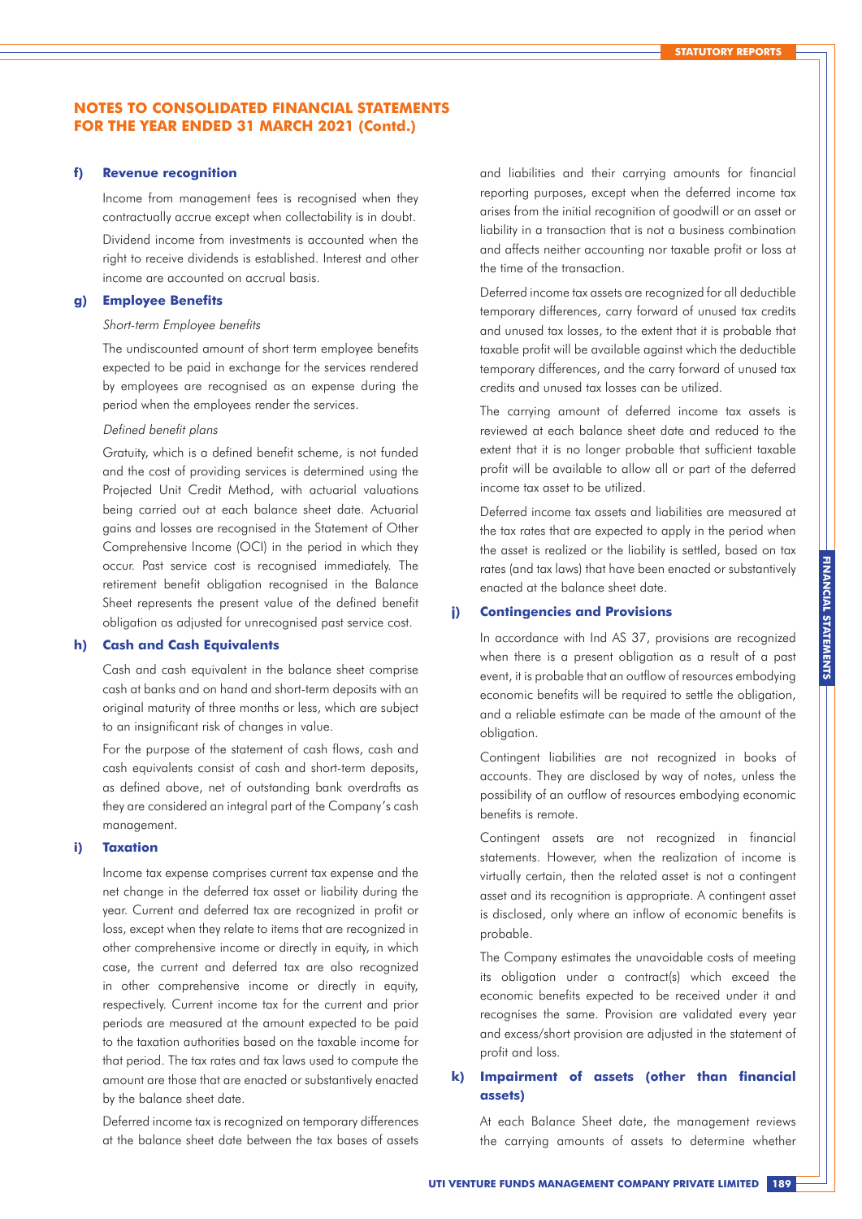## NOTES TO CONSOLIDATED FINANCIAL STATEMENTS FOR THE YEAR ENDED 31 MARCH 2021 (Contd.)

**f) Revenue recognition**

Income from management fees is recognised when they contractually accrue except when collectability is in doubt.

Dividend income from investments is accounted when the right to receive dividends is established. Interest and other income are accounted on accrual basis.

**g) Employee Benefits**

*Short-term Employee benefits*

The undiscounted amount of short term employee benefits expected to be paid in exchange for the services rendered by employees are recognised as an expense during the period when the employees render the services.

*Defined benefit plans*

Gratuity, which is a defined benefit scheme, is not funded and the cost of providing services is determined using the Projected Unit Credit Method, with actuarial valuations being carried out at each balance sheet date. Actuarial gains and losses are recognised in the Statement of Other Comprehensive Income (OCI) in the period in which they occur. Past service cost is recognised immediately. The retirement benefit obligation recognised in the Balance Sheet represents the present value of the defined benefit obligation as adjusted for unrecognised past service cost.

**h) Cash and Cash Equivalents**

Cash and cash equivalent in the balance sheet comprise cash at banks and on hand and short-term deposits with an original maturity of three months or less, which are subject to an insignificant risk of changes in value.

For the purpose of the statement of cash flows, cash and cash equivalents consist of cash and short-term deposits, as defined above, net of outstanding bank overdrafts as they are considered an integral part of the Company's cash management.

**i) Taxation**

Income tax expense comprises current tax expense and the net change in the deferred tax asset or liability during the year. Current and deferred tax are recognized in profit or loss, except when they relate to items that are recognized in other comprehensive income or directly in equity, in which case, the current and deferred tax are also recognized in other comprehensive income or directly in equity, respectively. Current income tax for the current and prior periods are measured at the amount expected to be paid to the taxation authorities based on the taxable income for that period. The tax rates and tax laws used to compute the amount are those that are enacted or substantively enacted by the balance sheet date.

Deferred income tax is recognized on temporary differences at the balance sheet date between the tax bases of assets and liabilities and their carrying amounts for financial reporting purposes, except when the deferred income tax arises from the initial recognition of goodwill or an asset or liability in a transaction that is not a business combination and affects neither accounting nor taxable profit or loss at the time of the transaction.

Deferred income tax assets are recognized for all deductible temporary differences, carry forward of unused tax credits and unused tax losses, to the extent that it is probable that taxable profit will be available against which the deductible temporary differences, and the carry forward of unused tax credits and unused tax losses can be utilized.

The carrying amount of deferred income tax assets is reviewed at each balance sheet date and reduced to the extent that it is no longer probable that sufficient taxable profit will be available to allow all or part of the deferred income tax asset to be utilized.

Deferred income tax assets and liabilities are measured at the tax rates that are expected to apply in the period when the asset is realized or the liability is settled, based on tax rates (and tax laws) that have been enacted or substantively enacted at the balance sheet date.

**j) Contingencies and Provisions**

In accordance with Ind AS 37, provisions are recognized when there is a present obligation as a result of a past event, it is probable that an outflow of resources embodying economic benefits will be required to settle the obligation, and a reliable estimate can be made of the amount of the obligation.

Contingent liabilities are not recognized in books of accounts. They are disclosed by way of notes, unless the possibility of an outflow of resources embodying economic benefits is remote.

Contingent assets are not recognized in financial statements. However, when the realization of income is virtually certain, then the related asset is not a contingent asset and its recognition is appropriate. A contingent asset is disclosed, only where an inflow of economic benefits is probable.

The Company estimates the unavoidable costs of meeting its obligation under a contract(s) which exceed the economic benefits expected to be received under it and recognises the same. Provision are validated every year and excess/short provision are adjusted in the statement of profit and loss.

**k) Impairment of assets (other than financial assets)**

At each Balance Sheet date, the management reviews the carrying amounts of assets to determine whether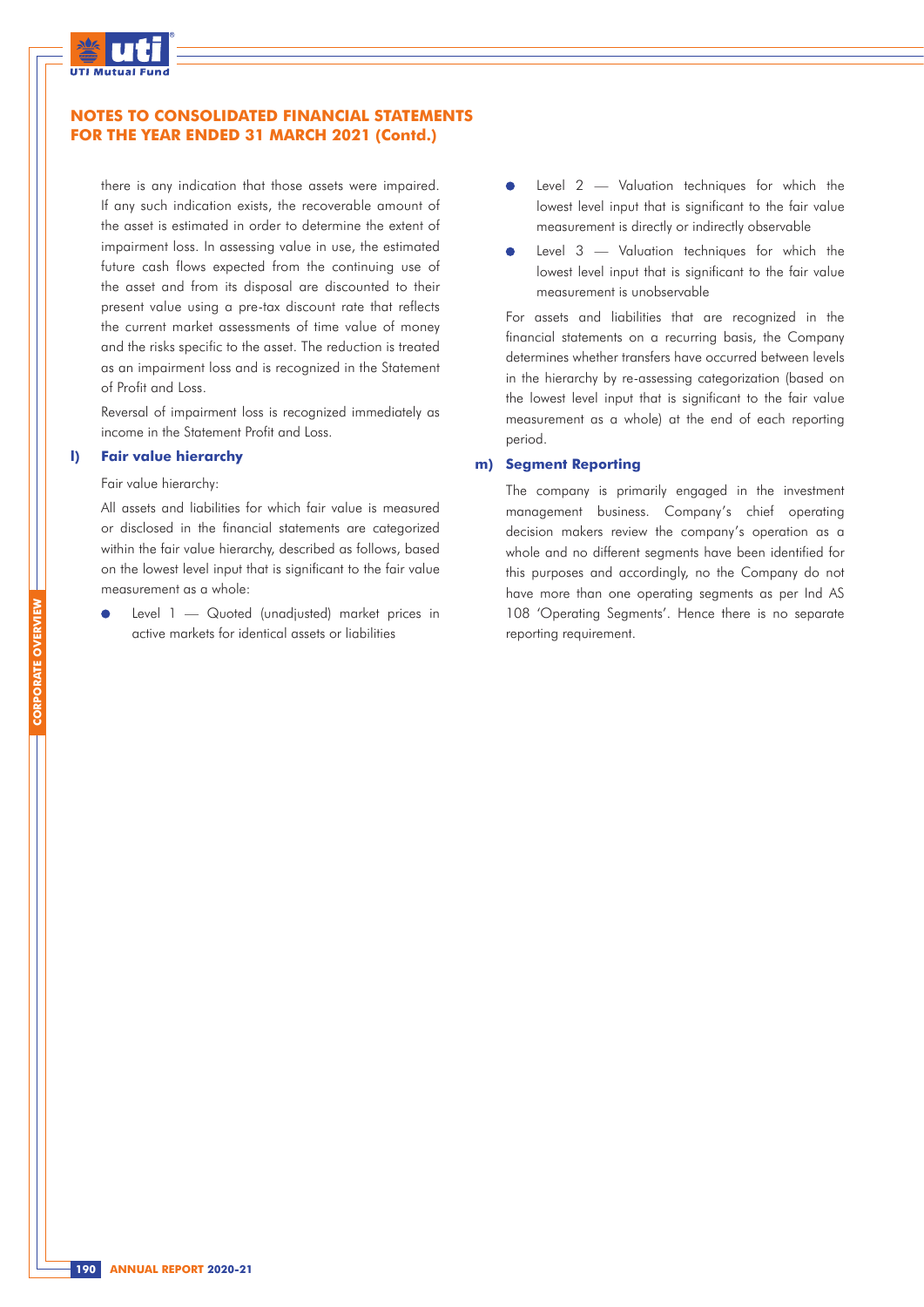# NOTES TO CONSOLIDATED FINANCIAL STATEMENTS FOR THE YEAR ENDED 31 MARCH 2021 (Contd.)

there is any indication that those assets were impaired. If any such indication exists, the recoverable amount of the asset is estimated in order to determine the extent of impairment loss. In assessing value in use, the estimated future cash flows expected from the continuing use of the asset and from its disposal are discounted to their present value using a pre-tax discount rate that reflects the current market assessments of time value of money and the risks specific to the asset. The reduction is treated as an impairment loss and is recognized in the Statement of Profit and Loss.

Reversal of impairment loss is recognized immediately as income in the Statement Profit and Loss.

### l) Fair value hierarchy

Fair value hierarchy:

All assets and liabilities for which fair value is measured or disclosed in the financial statements are categorized within the fair value hierarchy, described as follows, based on the lowest level input that is significant to the fair value measurement as a whole:

- Level 1 — Quoted (unadjusted) market prices in active markets for identical assets or liabilities
- Level 2 — Valuation techniques for which the lowest level input that is significant to the fair value measurement is directly or indirectly observable
- Level 3 — Valuation techniques for which the lowest level input that is significant to the fair value measurement is unobservable

For assets and liabilities that are recognized in the financial statements on a recurring basis, the Company determines whether transfers have occurred between levels in the hierarchy by re-assessing categorization (based on the lowest level input that is significant to the fair value measurement as a whole) at the end of each reporting period.

### m) Segment Reporting

The company is primarily engaged in the investment management business. Company's chief operating decision makers review the company's operation as a whole and no different segments have been identified for this purposes and accordingly, no the Company do not have more than one operating segments as per Ind AS 108 'Operating Segments'. Hence there is no separate reporting requirement.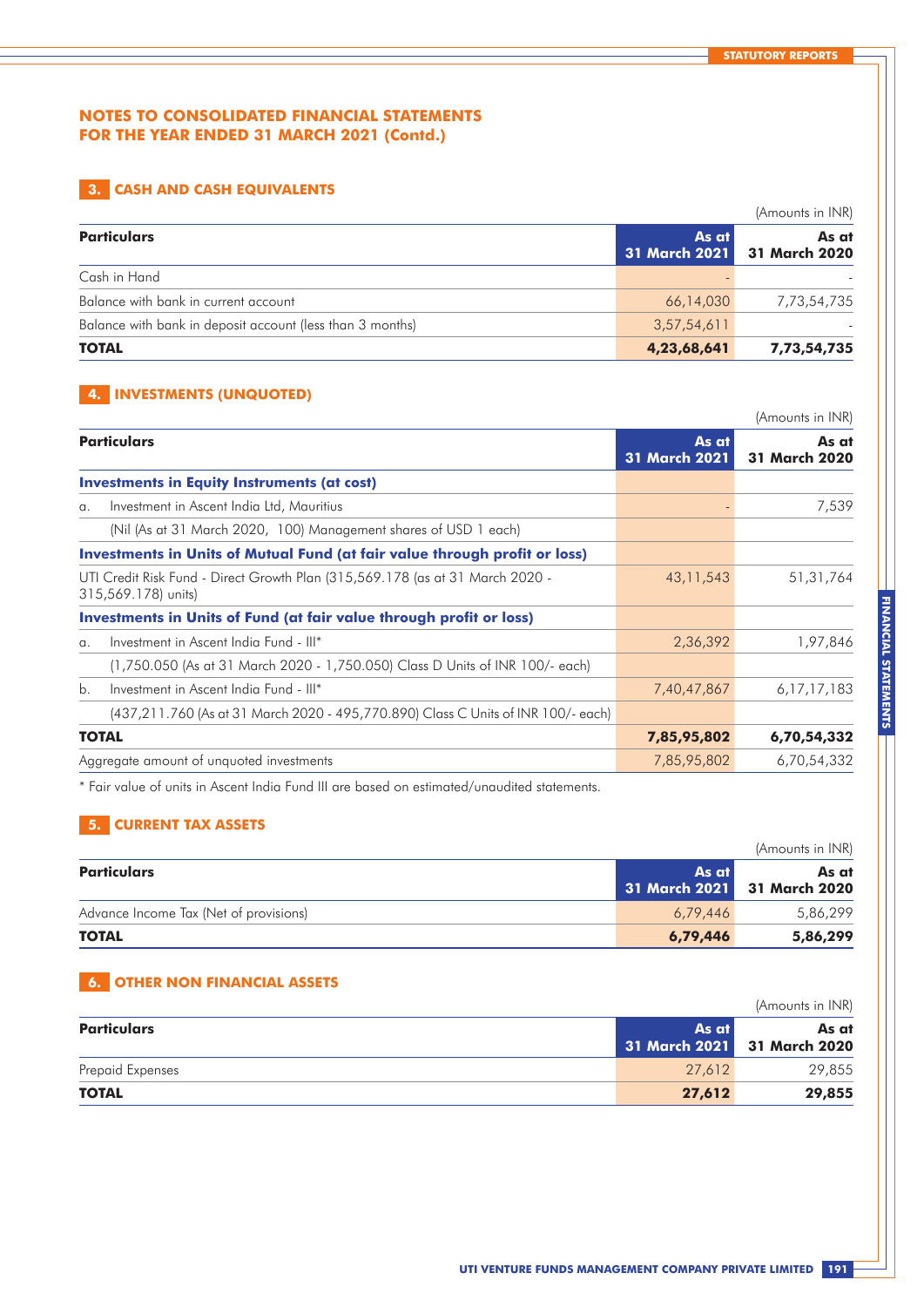## NOTES TO CONSOLIDATED FINANCIAL STATEMENTS FOR THE YEAR ENDED 31 MARCH 2021 (Contd.)

### 3. CASH AND CASH EQUIVALENTS

(Amounts in INR)

| Particulars | As at 31 March 2021 | As at 31 March 2020 |
|---|---|---|
| Cash in Hand | - | - |
| Balance with bank in current account | 66,14,030 | 7,73,54,735 |
| Balance with bank in deposit account (less than 3 months) | 3,57,54,611 | - |
| **TOTAL** | **4,23,68,641** | **7,73,54,735** |

### 4. INVESTMENTS (UNQUOTED)

(Amounts in INR)

| Particulars | As at 31 March 2021 | As at 31 March 2020 |
|---|---|---|
| **Investments in Equity Instruments (at cost)** | | |
| a. Investment in Ascent India Ltd, Mauritius | - | 7,539 |
| (Nil (As at 31 March 2020, 100) Management shares of USD 1 each) | | |
| **Investments in Units of Mutual Fund (at fair value through profit or loss)** | | |
| UTI Credit Risk Fund - Direct Growth Plan (315,569.178 (as at 31 March 2020 - 315,569.178) units) | 43,11,543 | 51,31,764 |
| **Investments in Units of Fund (at fair value through profit or loss)** | | |
| a. Investment in Ascent India Fund - III* | 2,36,392 | 1,97,846 |
| (1,750.050 (As at 31 March 2020 - 1,750.050) Class D Units of INR 100/- each) | | |
| b. Investment in Ascent India Fund - III* | 7,40,47,867 | 6,17,17,183 |
| (437,211.760 (As at 31 March 2020 - 495,770.890) Class C Units of INR 100/- each) | | |
| **TOTAL** | **7,85,95,802** | **6,70,54,332** |
| Aggregate amount of unquoted investments | 7,85,95,802 | 6,70,54,332 |

* Fair value of units in Ascent India Fund III are based on estimated/unaudited statements.

### 5. CURRENT TAX ASSETS

(Amounts in INR)

| Particulars | As at 31 March 2021 | As at 31 March 2020 |
|---|---|---|
| Advance Income Tax (Net of provisions) | 6,79,446 | 5,86,299 |
| **TOTAL** | **6,79,446** | **5,86,299** |

### 6. OTHER NON FINANCIAL ASSETS

(Amounts in INR)

| Particulars | As at 31 March 2021 | As at 31 March 2020 |
|---|---|---|
| Prepaid Expenses | 27,612 | 29,855 |
| **TOTAL** | **27,612** | **29,855** |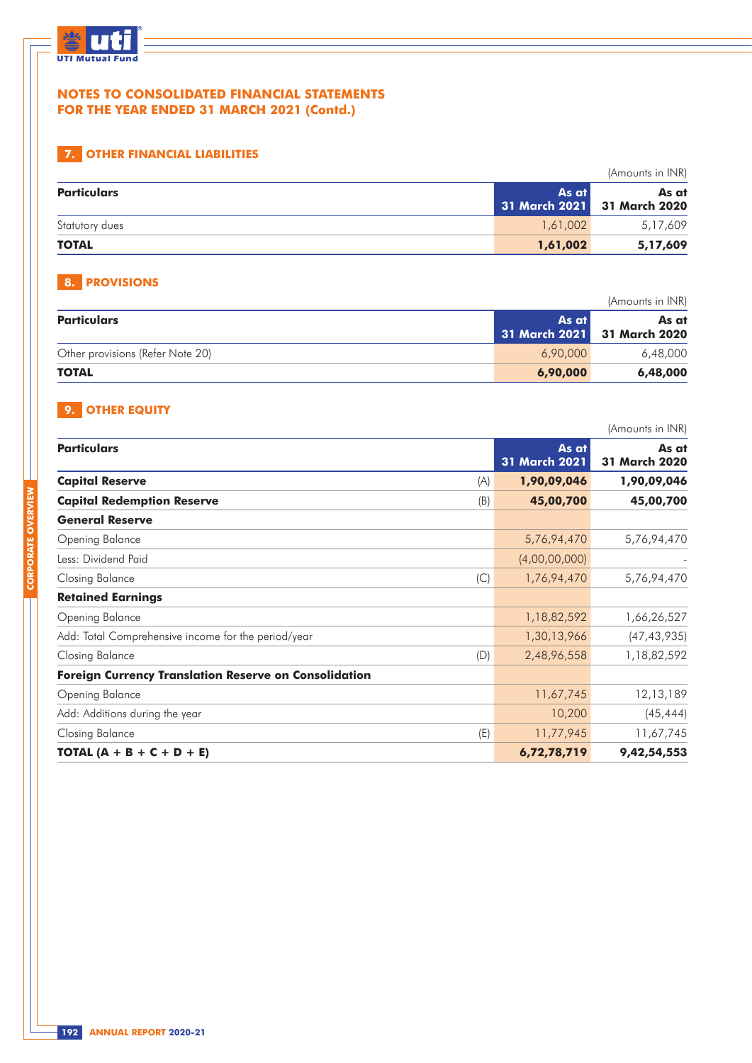# NOTES TO CONSOLIDATED FINANCIAL STATEMENTS FOR THE YEAR ENDED 31 MARCH 2021 (Contd.)

## 7. OTHER FINANCIAL LIABILITIES

(Amounts in INR)

| Particulars | As at 31 March 2021 | As at 31 March 2020 |
|---|---|---|
| Statutory dues | 1,61,002 | 5,17,609 |
| **TOTAL** | **1,61,002** | **5,17,609** |

## 8. PROVISIONS

(Amounts in INR)

| Particulars | As at 31 March 2021 | As at 31 March 2020 |
|---|---|---|
| Other provisions (Refer Note 20) | 6,90,000 | 6,48,000 |
| **TOTAL** | **6,90,000** | **6,48,000** |

## 9. OTHER EQUITY

(Amounts in INR)

| Particulars | | As at 31 March 2021 | As at 31 March 2020 |
|---|---|---|---|
| **Capital Reserve** | (A) | **1,90,09,046** | **1,90,09,046** |
| **Capital Redemption Reserve** | (B) | **45,00,700** | **45,00,700** |
| **General Reserve** | | | |
| Opening Balance | | 5,76,94,470 | 5,76,94,470 |
| Less: Dividend Paid | | (4,00,00,000) | - |
| Closing Balance | (C) | 1,76,94,470 | 5,76,94,470 |
| **Retained Earnings** | | | |
| Opening Balance | | 1,18,82,592 | 1,66,26,527 |
| Add: Total Comprehensive income for the period/year | | 1,30,13,966 | (47,43,935) |
| Closing Balance | (D) | 2,48,96,558 | 1,18,82,592 |
| **Foreign Currency Translation Reserve on Consolidation** | | | |
| Opening Balance | | 11,67,745 | 12,13,189 |
| Add: Additions during the year | | 10,200 | (45,444) |
| Closing Balance | (E) | 11,77,945 | 11,67,745 |
| **TOTAL (A + B + C + D + E)** | | **6,72,78,719** | **9,42,54,553** |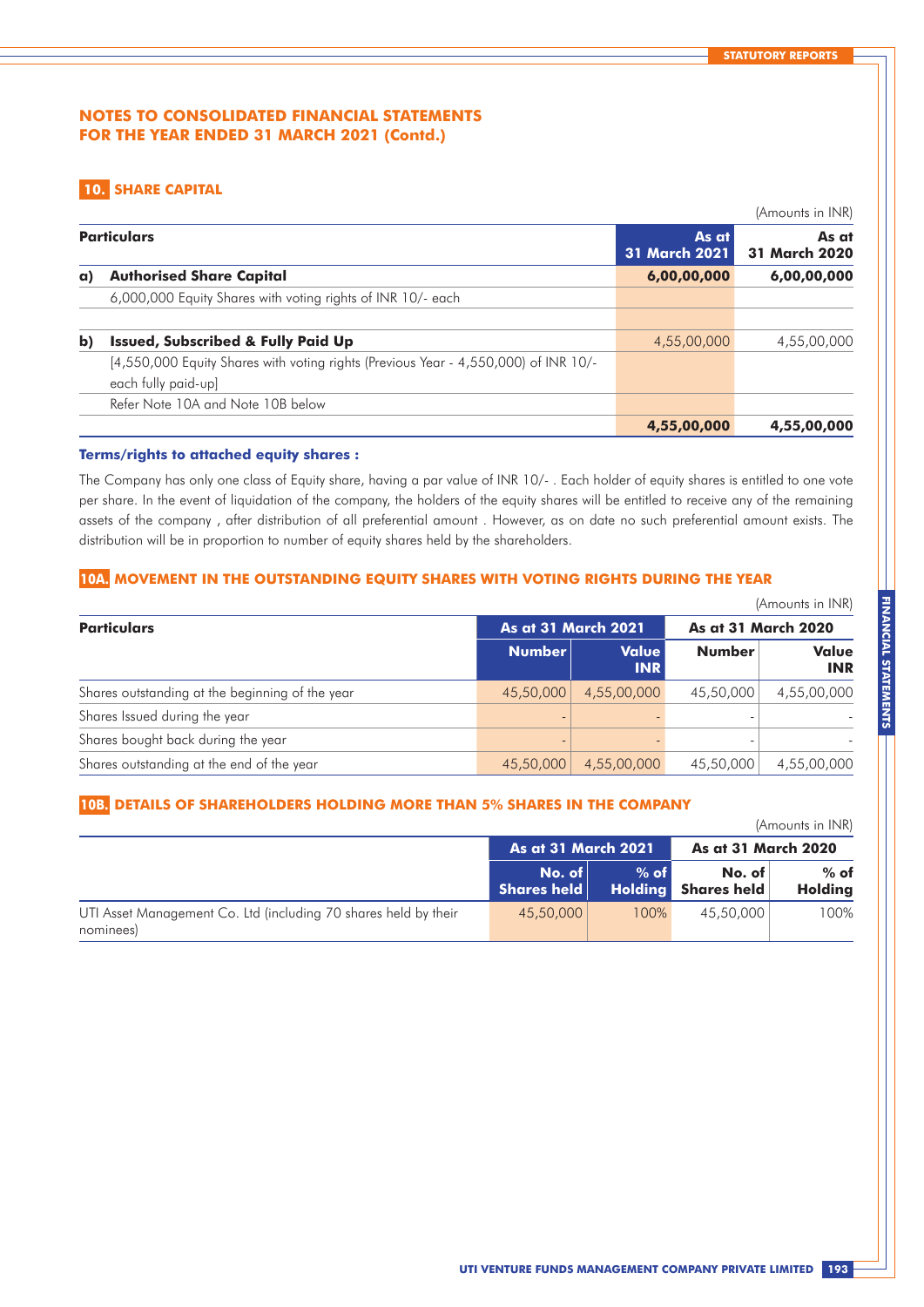## NOTES TO CONSOLIDATED FINANCIAL STATEMENTS FOR THE YEAR ENDED 31 MARCH 2021 (Contd.)

### 10. SHARE CAPITAL

(Amounts in INR)

| Particulars | | As at 31 March 2021 | As at 31 March 2020 |
|---|---|---|---|
| **a)** | **Authorised Share Capital** | **6,00,00,000** | **6,00,00,000** |
| | 6,000,000 Equity Shares with voting rights of INR 10/- each | | |
| **b)** | **Issued, Subscribed & Fully Paid Up** | 4,55,00,000 | 4,55,00,000 |
| | [4,550,000 Equity Shares with voting rights (Previous Year - 4,550,000) of INR 10/- each fully paid-up] | | |
| | Refer Note 10A and Note 10B below | | |
| | | **4,55,00,000** | **4,55,00,000** |

**Terms/rights to attached equity shares :**

The Company has only one class of Equity share, having a par value of INR 10/- . Each holder of equity shares is entitled to one vote per share. In the event of liquidation of the company, the holders of the equity shares will be entitled to receive any of the remaining assets of the company , after distribution of all preferential amount . However, as on date no such preferential amount exists. The distribution will be in proportion to number of equity shares held by the shareholders.

### 10A. MOVEMENT IN THE OUTSTANDING EQUITY SHARES WITH VOTING RIGHTS DURING THE YEAR

(Amounts in INR)

| Particulars | As at 31 March 2021 | | As at 31 March 2020 | |
|---|---|---|---|---|
| | Number | Value INR | Number | Value INR |
| Shares outstanding at the beginning of the year | 45,50,000 | 4,55,00,000 | 45,50,000 | 4,55,00,000 |
| Shares Issued during the year | - | - | - | - |
| Shares bought back during the year | - | - | - | - |
| Shares outstanding at the end of the year | 45,50,000 | 4,55,00,000 | 45,50,000 | 4,55,00,000 |

### 10B. DETAILS OF SHAREHOLDERS HOLDING MORE THAN 5% SHARES IN THE COMPANY

(Amounts in INR)

| | As at 31 March 2021 | | As at 31 March 2020 | |
|---|---|---|---|---|
| | No. of Shares held | % of Holding | No. of Shares held | % of Holding |
| UTI Asset Management Co. Ltd (including 70 shares held by their nominees) | 45,50,000 | 100% | 45,50,000 | 100% |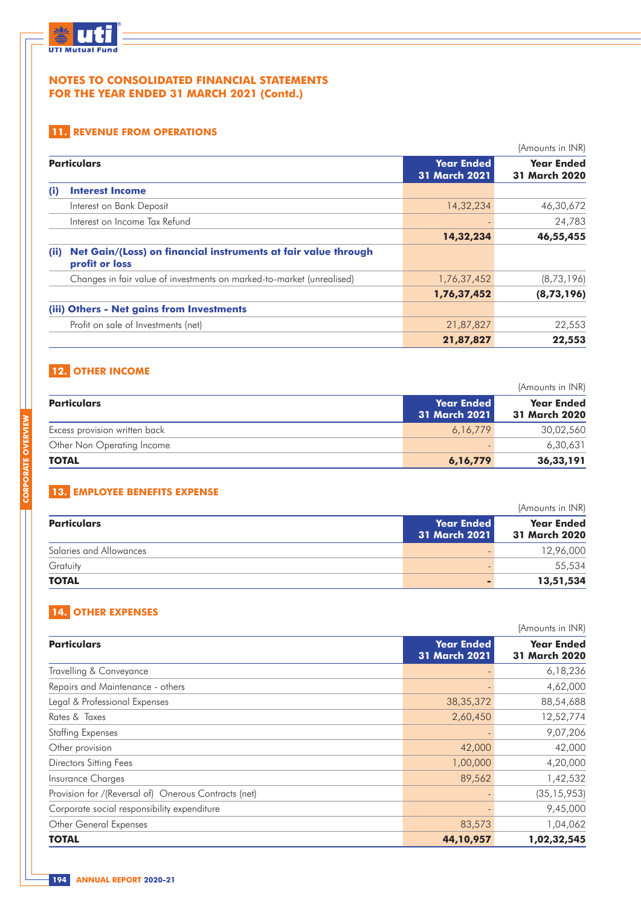# NOTES TO CONSOLIDATED FINANCIAL STATEMENTS FOR THE YEAR ENDED 31 MARCH 2021 (Contd.)

## 11. REVENUE FROM OPERATIONS

(Amounts in INR)

| Particulars | Year Ended 31 March 2021 | Year Ended 31 March 2020 |
|---|---|---|
| **(i) Interest Income** | | |
| Interest on Bank Deposit | 14,32,234 | 46,30,672 |
| Interest on Income Tax Refund | - | 24,783 |
| | **14,32,234** | **46,55,455** |
| **(ii) Net Gain/(Loss) on financial instruments at fair value through profit or loss** | | |
| Changes in fair value of investments on marked-to-market (unrealised) | 1,76,37,452 | (8,73,196) |
| | **1,76,37,452** | **(8,73,196)** |
| **(iii) Others - Net gains from Investments** | | |
| Profit on sale of Investments (net) | 21,87,827 | 22,553 |
| | **21,87,827** | **22,553** |

## 12. OTHER INCOME

(Amounts in INR)

| Particulars | Year Ended 31 March 2021 | Year Ended 31 March 2020 |
|---|---|---|
| Excess provision written back | 6,16,779 | 30,02,560 |
| Other Non Operating Income | - | 6,30,631 |
| **TOTAL** | **6,16,779** | **36,33,191** |

## 13. EMPLOYEE BENEFITS EXPENSE

(Amounts in INR)

| Particulars | Year Ended 31 March 2021 | Year Ended 31 March 2020 |
|---|---|---|
| Salaries and Allowances | - | 12,96,000 |
| Gratuity | - | 55,534 |
| **TOTAL** | **-** | **13,51,534** |

## 14. OTHER EXPENSES

(Amounts in INR)

| Particulars | Year Ended 31 March 2021 | Year Ended 31 March 2020 |
|---|---|---|
| Travelling & Conveyance | - | 6,18,236 |
| Repairs and Maintenance - others | - | 4,62,000 |
| Legal & Professional Expenses | 38,35,372 | 88,54,688 |
| Rates & Taxes | 2,60,450 | 12,52,774 |
| Staffing Expenses | - | 9,07,206 |
| Other provision | 42,000 | 42,000 |
| Directors Sitting Fees | 1,00,000 | 4,20,000 |
| Insurance Charges | 89,562 | 1,42,532 |
| Provision for /(Reversal of) Onerous Contracts (net) | - | (35,15,953) |
| Corporate social responsibility expenditure | - | 9,45,000 |
| Other General Expenses | 83,573 | 1,04,062 |
| **TOTAL** | **44,10,957** | **1,02,32,545** |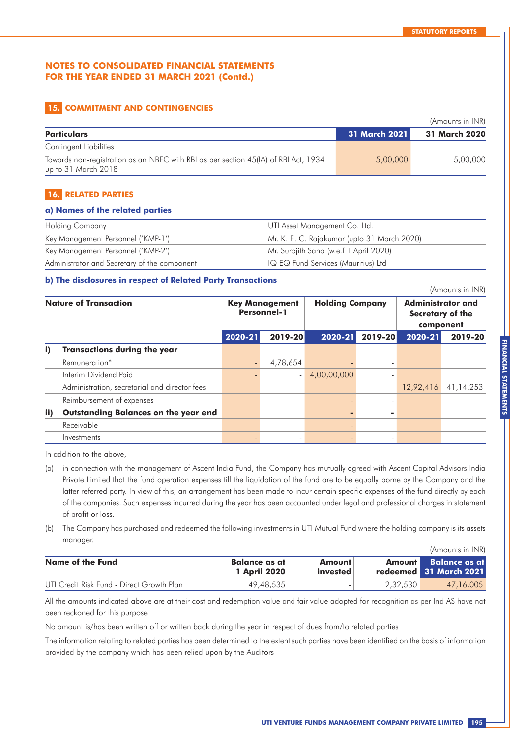## NOTES TO CONSOLIDATED FINANCIAL STATEMENTS FOR THE YEAR ENDED 31 MARCH 2021 (Contd.)

### 15. COMMITMENT AND CONTINGENCIES

(Amounts in INR)

| Particulars | 31 March 2021 | 31 March 2020 |
|---|---|---|
| Contingent Liabilities | | |
| Towards non-registration as an NBFC with RBI as per section 45(IA) of RBI Act, 1934 up to 31 March 2018 | 5,00,000 | 5,00,000 |

### 16. RELATED PARTIES

**a) Names of the related parties**

| | |
|---|---|
| Holding Company | UTI Asset Management Co. Ltd. |
| Key Management Personnel ('KMP-1') | Mr. K. E. C. Rajakumar (upto 31 March 2020) |
| Key Management Personnel ('KMP-2') | Mr. Surojith Saha (w.e.f 1 April 2020) |
| Administrator and Secretary of the component | IQ EQ Fund Services (Mauritius) Ltd |

**b) The disclosures in respect of Related Party Transactions**

(Amounts in INR)

| Nature of Transaction | Key Management Personnel-1 | | Holding Company | | Administrator and Secretary of the component | |
|---|---|---|---|---|---|---|
| | 2020-21 | 2019-20 | 2020-21 | 2019-20 | 2020-21 | 2019-20 |
| **i) Transactions during the year** | | | | | | |
| Remuneration* | - | 4,78,654 | - | - | | |
| Interim Dividend Paid | - | - | 4,00,00,000 | - | | |
| Administration, secretarial and director fees | | | | | 12,92,416 | 41,14,253 |
| Reimbursement of expenses | | | - | - | | |
| **ii) Outstanding Balances on the year end** | | | - | - | | |
| Receivable | | | - | | | |
| Investments | - | - | - | - | | |

In addition to the above,

(a) in connection with the management of Ascent India Fund, the Company has mutually agreed with Ascent Capital Advisors India Private Limited that the fund operation expenses till the liquidation of the fund are to be equally borne by the Company and the latter referred party. In view of this, an arrangement has been made to incur certain specific expenses of the fund directly by each of the companies. Such expenses incurred during the year has been accounted under legal and professional charges in statement of profit or loss.

(b) The Company has purchased and redeemed the following investments in UTI Mutual Fund where the holding company is its assets manager.

(Amounts in INR)

| Name of the Fund | Balance as at 1 April 2020 | Amount invested | Amount redeemed | Balance as at 31 March 2021 |
|---|---|---|---|---|
| UTI Credit Risk Fund - Direct Growth Plan | 49,48,535 | - | 2,32,530 | 47,16,005 |

All the amounts indicated above are at their cost and redemption value and fair value adopted for recognition as per Ind AS have not been reckoned for this purpose

No amount is/has been written off or written back during the year in respect of dues from/to related parties

The information relating to related parties has been determined to the extent such parties have been identified on the basis of information provided by the company which has been relied upon by the Auditors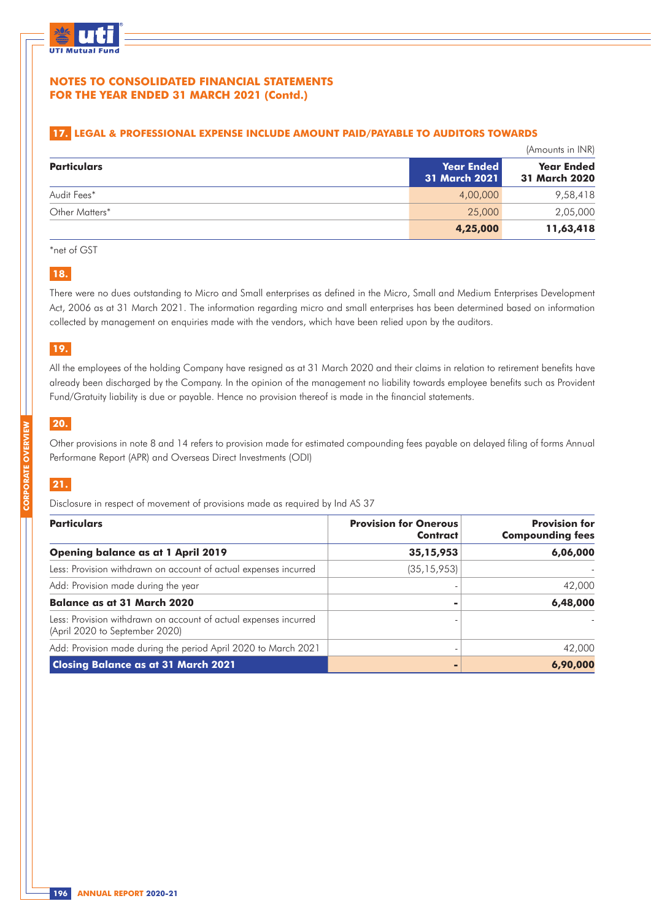## NOTES TO CONSOLIDATED FINANCIAL STATEMENTS FOR THE YEAR ENDED 31 MARCH 2021 (Contd.)

### 17. LEGAL & PROFESSIONAL EXPENSE INCLUDE AMOUNT PAID/PAYABLE TO AUDITORS TOWARDS

(Amounts in INR)

| Particulars | Year Ended 31 March 2021 | Year Ended 31 March 2020 |
|---|---|---|
| Audit Fees* | 4,00,000 | 9,58,418 |
| Other Matters* | 25,000 | 2,05,000 |
| | **4,25,000** | **11,63,418** |

*net of GST

### 18.

There were no dues outstanding to Micro and Small enterprises as defined in the Micro, Small and Medium Enterprises Development Act, 2006 as at 31 March 2021. The information regarding micro and small enterprises has been determined based on information collected by management on enquiries made with the vendors, which have been relied upon by the auditors.

### 19.

All the employees of the holding Company have resigned as at 31 March 2020 and their claims in relation to retirement benefits have already been discharged by the Company. In the opinion of the management no liability towards employee benefits such as Provident Fund/Gratuity liability is due or payable. Hence no provision thereof is made in the financial statements.

### 20.

Other provisions in note 8 and 14 refers to provision made for estimated compounding fees payable on delayed filing of forms Annual Performane Report (APR) and Overseas Direct Investments (ODI)

### 21.

Disclosure in respect of movement of provisions made as required by Ind AS 37

| Particulars | Provision for Onerous Contract | Provision for Compounding fees |
|---|---|---|
| **Opening balance as at 1 April 2019** | **35,15,953** | **6,06,000** |
| Less: Provision withdrawn on account of actual expenses incurred | (35,15,953) | - |
| Add: Provision made during the year | - | 42,000 |
| **Balance as at 31 March 2020** | **-** | **6,48,000** |
| Less: Provision withdrawn on account of actual expenses incurred (April 2020 to September 2020) | - | - |
| Add: Provision made during the period April 2020 to March 2021 | - | 42,000 |
| **Closing Balance as at 31 March 2021** | **-** | **6,90,000** |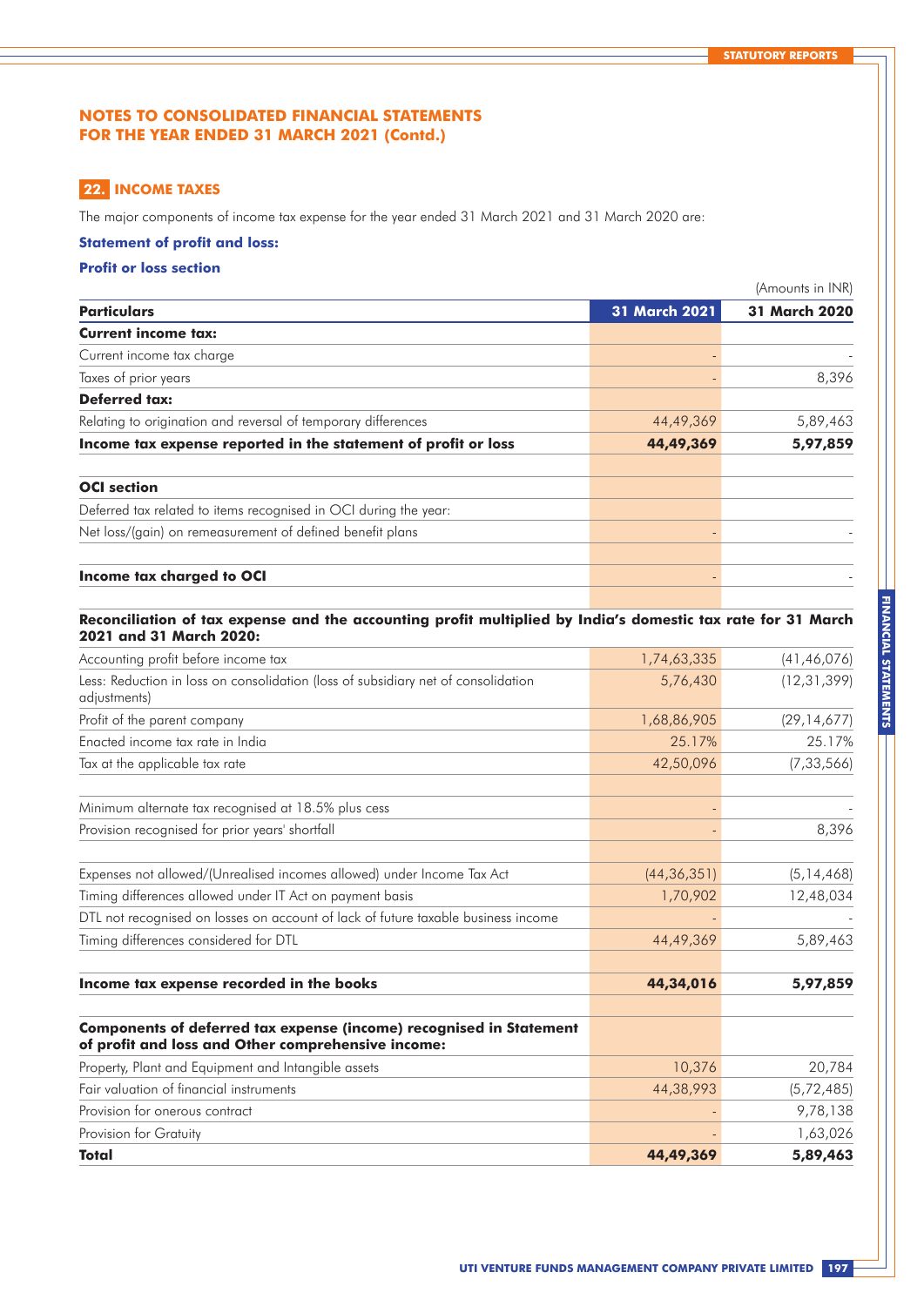## NOTES TO CONSOLIDATED FINANCIAL STATEMENTS FOR THE YEAR ENDED 31 MARCH 2021 (Contd.)

### 22. INCOME TAXES

The major components of income tax expense for the year ended 31 March 2021 and 31 March 2020 are:

**Statement of profit and loss:**

**Profit or loss section**

(Amounts in INR)

| Particulars | 31 March 2021 | 31 March 2020 |
|---|---|---|
| **Current income tax:** | | |
| Current income tax charge | - | - |
| Taxes of prior years | - | 8,396 |
| **Deferred tax:** | | |
| Relating to origination and reversal of temporary differences | 44,49,369 | 5,89,463 |
| **Income tax expense reported in the statement of profit or loss** | **44,49,369** | **5,97,859** |
| | | |
| **OCI section** | | |
| Deferred tax related to items recognised in OCI during the year: | | |
| Net loss/(gain) on remeasurement of defined benefit plans | - | - |
| | | |
| **Income tax charged to OCI** | - | - |
| | | |
| **Reconciliation of tax expense and the accounting profit multiplied by India's domestic tax rate for 31 March 2021 and 31 March 2020:** | | |
| Accounting profit before income tax | 1,74,63,335 | (41,46,076) |
| Less: Reduction in loss on consolidation (loss of subsidiary net of consolidation adjustments) | 5,76,430 | (12,31,399) |
| Profit of the parent company | 1,68,86,905 | (29,14,677) |
| Enacted income tax rate in India | 25.17% | 25.17% |
| Tax at the applicable tax rate | 42,50,096 | (7,33,566) |
| | | |
| Minimum alternate tax recognised at 18.5% plus cess | - | - |
| Provision recognised for prior years' shortfall | - | 8,396 |
| | | |
| Expenses not allowed/(Unrealised incomes allowed) under Income Tax Act | (44,36,351) | (5,14,468) |
| Timing differences allowed under IT Act on payment basis | 1,70,902 | 12,48,034 |
| DTL not recognised on losses on account of lack of future taxable business income | - | - |
| Timing differences considered for DTL | 44,49,369 | 5,89,463 |
| | | |
| **Income tax expense recorded in the books** | **44,34,016** | **5,97,859** |
| | | |
| **Components of deferred tax expense (income) recognised in Statement of profit and loss and Other comprehensive income:** | | |
| Property, Plant and Equipment and Intangible assets | 10,376 | 20,784 |
| Fair valuation of financial instruments | 44,38,993 | (5,72,485) |
| Provision for onerous contract | - | 9,78,138 |
| Provision for Gratuity | - | 1,63,026 |
| **Total** | **44,49,369** | **5,89,463** |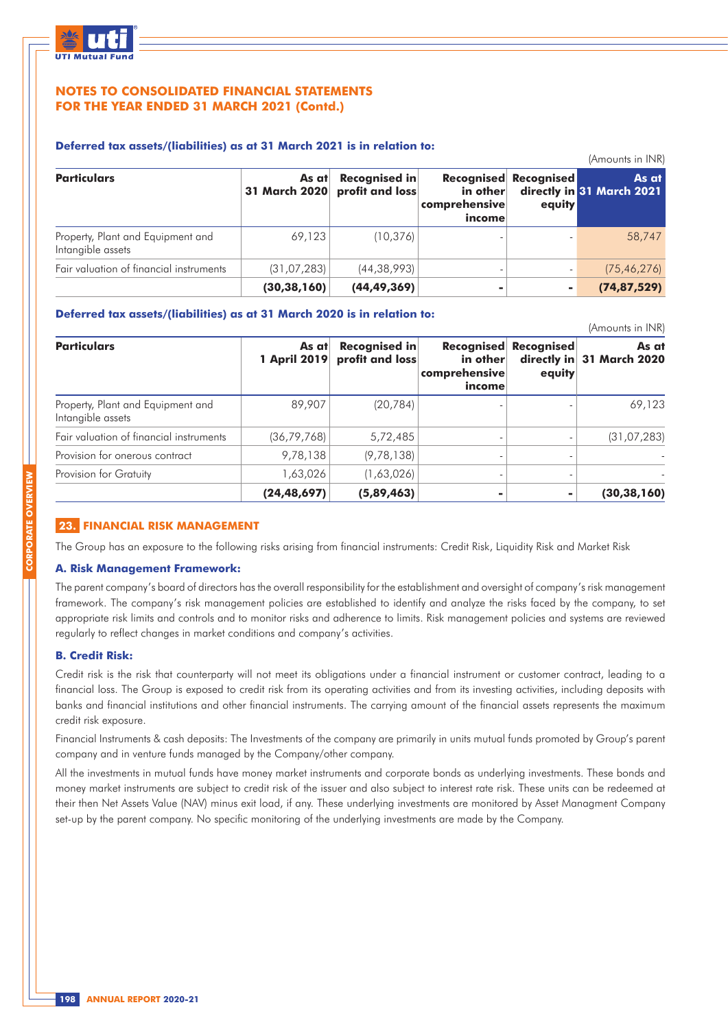## NOTES TO CONSOLIDATED FINANCIAL STATEMENTS FOR THE YEAR ENDED 31 MARCH 2021 (Contd.)

**Deferred tax assets/(liabilities) as at 31 March 2021 is in relation to:**

(Amounts in INR)

| Particulars | As at 31 March 2020 | Recognised in profit and loss | Recognised in other comprehensive income | Recognised directly in equity | As at 31 March 2021 |
|---|---|---|---|---|---|
| Property, Plant and Equipment and Intangible assets | 69,123 | (10,376) | - | - | 58,747 |
| Fair valuation of financial instruments | (31,07,283) | (44,38,993) | - | - | (75,46,276) |
| | **(30,38,160)** | **(44,49,369)** | **-** | **-** | **(74,87,529)** |

**Deferred tax assets/(liabilities) as at 31 March 2020 is in relation to:**

(Amounts in INR)

| Particulars | As at 1 April 2019 | Recognised in profit and loss | Recognised in other comprehensive income | Recognised directly in equity | As at 31 March 2020 |
|---|---|---|---|---|---|
| Property, Plant and Equipment and Intangible assets | 89,907 | (20,784) | - | - | 69,123 |
| Fair valuation of financial instruments | (36,79,768) | 5,72,485 | - | - | (31,07,283) |
| Provision for onerous contract | 9,78,138 | (9,78,138) | - | - | - |
| Provision for Gratuity | 1,63,026 | (1,63,026) | - | - | - |
| | **(24,48,697)** | **(5,89,463)** | **-** | **-** | **(30,38,160)** |

## 23. FINANCIAL RISK MANAGEMENT

The Group has an exposure to the following risks arising from financial instruments: Credit Risk, Liquidity Risk and Market Risk

### A. Risk Management Framework:

The parent company's board of directors has the overall responsibility for the establishment and oversight of company's risk management framework. The company's risk management policies are established to identify and analyze the risks faced by the company, to set appropriate risk limits and controls and to monitor risks and adherence to limits. Risk management policies and systems are reviewed regularly to reflect changes in market conditions and company's activities.

### B. Credit Risk:

Credit risk is the risk that counterparty will not meet its obligations under a financial instrument or customer contract, leading to a financial loss. The Group is exposed to credit risk from its operating activities and from its investing activities, including deposits with banks and financial institutions and other financial instruments. The carrying amount of the financial assets represents the maximum credit risk exposure.

Financial Instruments & cash deposits: The Investments of the company are primarily in units mutual funds promoted by Group's parent company and in venture funds managed by the Company/other company.

All the investments in mutual funds have money market instruments and corporate bonds as underlying investments. These bonds and money market instruments are subject to credit risk of the issuer and also subject to interest rate risk. These units can be redeemed at their then Net Assets Value (NAV) minus exit load, if any. These underlying investments are monitored by Asset Managment Company set-up by the parent company. No specific monitoring of the underlying investments are made by the Company.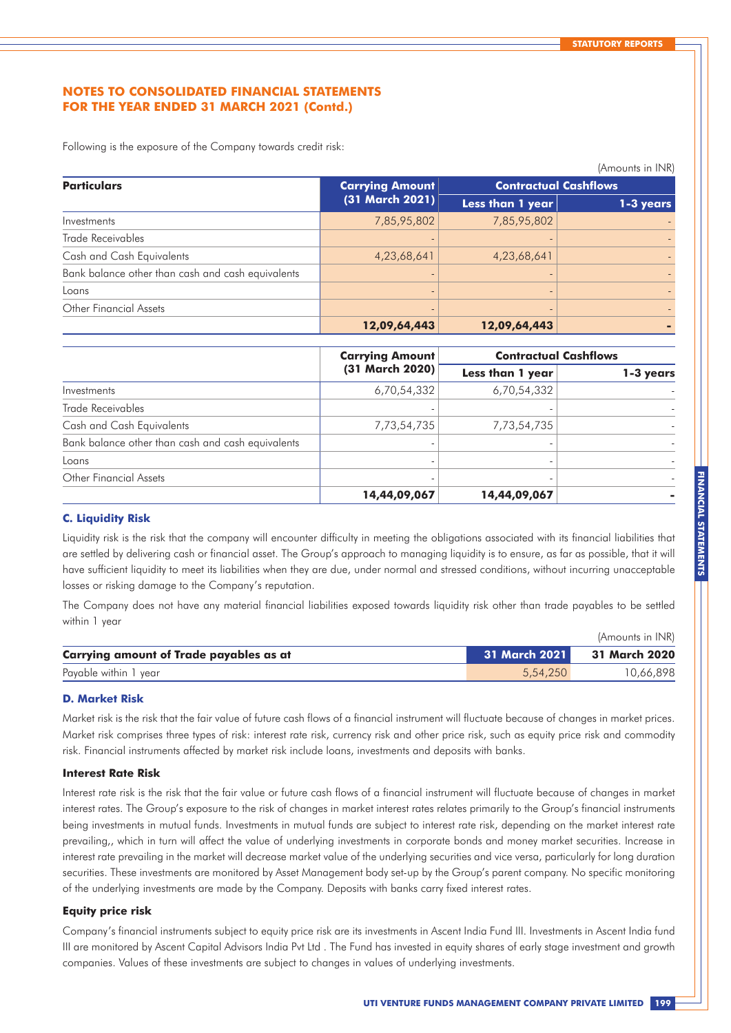## NOTES TO CONSOLIDATED FINANCIAL STATEMENTS FOR THE YEAR ENDED 31 MARCH 2021 (Contd.)

Following is the exposure of the Company towards credit risk:

(Amounts in INR)

| Particulars | Carrying Amount (31 March 2021) | Contractual Cashflows | |
|---|---|---|---|
| | | Less than 1 year | 1-3 years |
| Investments | 7,85,95,802 | 7,85,95,802 | - |
| Trade Receivables | - | - | - |
| Cash and Cash Equivalents | 4,23,68,641 | 4,23,68,641 | - |
| Bank balance other than cash and cash equivalents | - | - | - |
| Loans | - | - | - |
| Other Financial Assets | - | - | - |
| | **12,09,64,443** | **12,09,64,443** | **-** |

| | Carrying Amount (31 March 2020) | Contractual Cashflows | |
|---|---|---|---|
| | | Less than 1 year | 1-3 years |
| Investments | 6,70,54,332 | 6,70,54,332 | - |
| Trade Receivables | - | - | - |
| Cash and Cash Equivalents | 7,73,54,735 | 7,73,54,735 | - |
| Bank balance other than cash and cash equivalents | - | - | - |
| Loans | - | - | - |
| Other Financial Assets | - | - | - |
| | **14,44,09,067** | **14,44,09,067** | **-** |

### C. Liquidity Risk

Liquidity risk is the risk that the company will encounter difficulty in meeting the obligations associated with its financial liabilities that are settled by delivering cash or financial asset. The Group's approach to managing liquidity is to ensure, as far as possible, that it will have sufficient liquidity to meet its liabilities when they are due, under normal and stressed conditions, without incurring unacceptable losses or risking damage to the Company's reputation.

The Company does not have any material financial liabilities exposed towards liquidity risk other than trade payables to be settled within 1 year

(Amounts in INR)

| Carrying amount of Trade payables as at | 31 March 2021 | 31 March 2020 |
|---|---|---|
| Payable within 1 year | 5,54,250 | 10,66,898 |

### D. Market Risk

Market risk is the risk that the fair value of future cash flows of a financial instrument will fluctuate because of changes in market prices. Market risk comprises three types of risk: interest rate risk, currency risk and other price risk, such as equity price risk and commodity risk. Financial instruments affected by market risk include loans, investments and deposits with banks.

#### Interest Rate Risk

Interest rate risk is the risk that the fair value or future cash flows of a financial instrument will fluctuate because of changes in market interest rates. The Group's exposure to the risk of changes in market interest rates relates primarily to the Group's financial instruments being investments in mutual funds. Investments in mutual funds are subject to interest rate risk, depending on the market interest rate prevailing,, which in turn will affect the value of underlying investments in corporate bonds and money market securities. Increase in interest rate prevailing in the market will decrease market value of the underlying securities and vice versa, particularly for long duration securities. These investments are monitored by Asset Management body set-up by the Group's parent company. No specific monitoring of the underlying investments are made by the Company. Deposits with banks carry fixed interest rates.

#### Equity price risk

Company's financial instruments subject to equity price risk are its investments in Ascent India Fund III. Investments in Ascent India fund III are monitored by Ascent Capital Advisors India Pvt Ltd . The Fund has invested in equity shares of early stage investment and growth companies. Values of these investments are subject to changes in values of underlying investments.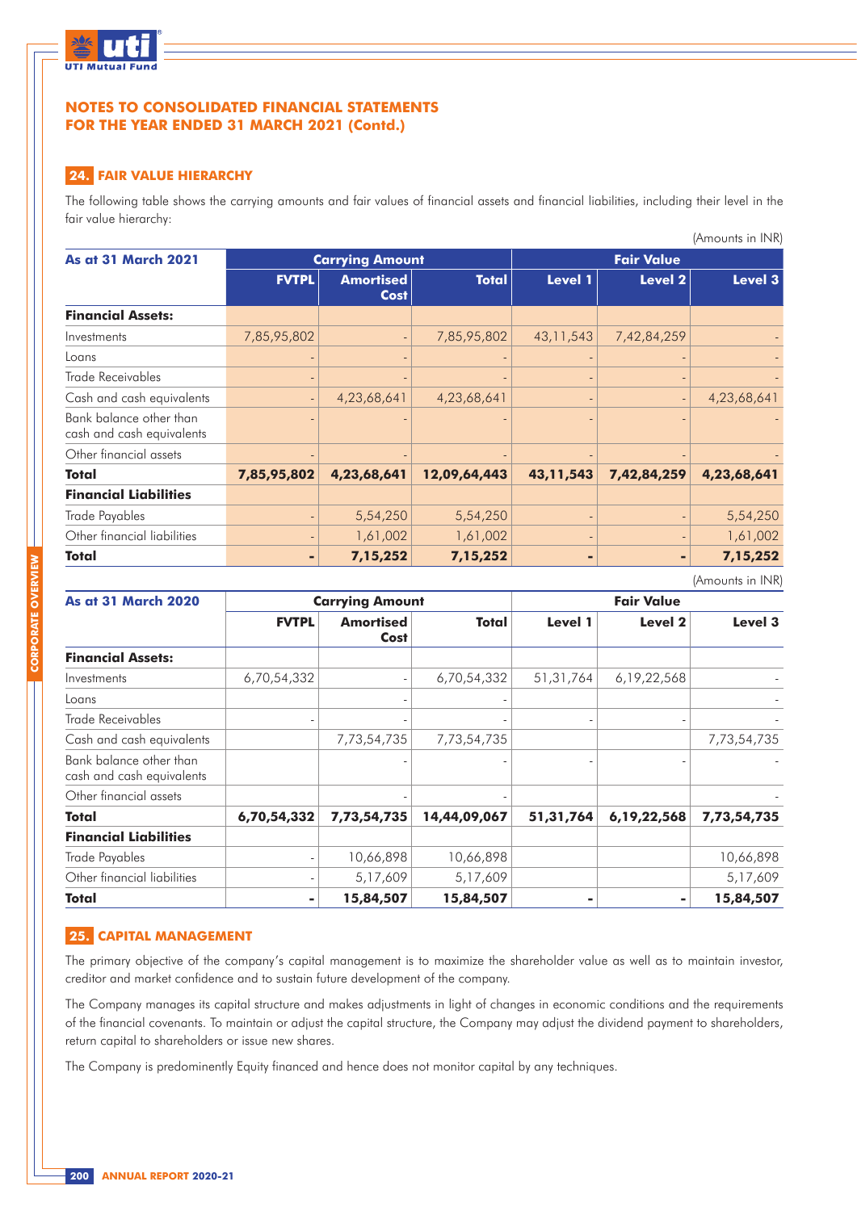## NOTES TO CONSOLIDATED FINANCIAL STATEMENTS FOR THE YEAR ENDED 31 MARCH 2021 (Contd.)

### 24. FAIR VALUE HIERARCHY

The following table shows the carrying amounts and fair values of financial assets and financial liabilities, including their level in the fair value hierarchy:

(Amounts in INR)

| As at 31 March 2021 | Carrying Amount | | | Fair Value | | |
|---|---|---|---|---|---|---|
| | **FVTPL** | **Amortised Cost** | **Total** | **Level 1** | **Level 2** | **Level 3** |
| **Financial Assets:** | | | | | | |
| Investments | 7,85,95,802 | - | 7,85,95,802 | 43,11,543 | 7,42,84,259 | - |
| Loans | - | - | - | - | - | - |
| Trade Receivables | - | - | - | - | - | - |
| Cash and cash equivalents | - | 4,23,68,641 | 4,23,68,641 | - | - | 4,23,68,641 |
| Bank balance other than cash and cash equivalents | - | - | - | - | - | - |
| Other financial assets | - | - | - | - | - | - |
| **Total** | **7,85,95,802** | **4,23,68,641** | **12,09,64,443** | **43,11,543** | **7,42,84,259** | **4,23,68,641** |
| **Financial Liabilities** | | | | | | |
| Trade Payables | - | 5,54,250 | 5,54,250 | - | - | 5,54,250 |
| Other financial liabilities | - | 1,61,002 | 1,61,002 | - | - | 1,61,002 |
| **Total** | **-** | **7,15,252** | **7,15,252** | **-** | **-** | **7,15,252** |

(Amounts in INR)

| As at 31 March 2020 | Carrying Amount | | | Fair Value | | |
|---|---|---|---|---|---|---|
| | **FVTPL** | **Amortised Cost** | **Total** | **Level 1** | **Level 2** | **Level 3** |
| **Financial Assets:** | | | | | | |
| Investments | 6,70,54,332 | - | 6,70,54,332 | 51,31,764 | 6,19,22,568 | - |
| Loans | | - | - | | | - |
| Trade Receivables | - | - | - | - | - | - |
| Cash and cash equivalents | | 7,73,54,735 | 7,73,54,735 | | | 7,73,54,735 |
| Bank balance other than cash and cash equivalents | | - | - | - | - | - |
| Other financial assets | | - | - | | | - |
| **Total** | **6,70,54,332** | **7,73,54,735** | **14,44,09,067** | **51,31,764** | **6,19,22,568** | **7,73,54,735** |
| **Financial Liabilities** | | | | | | |
| Trade Payables | - | 10,66,898 | 10,66,898 | | | 10,66,898 |
| Other financial liabilities | - | 5,17,609 | 5,17,609 | | | 5,17,609 |
| **Total** | **-** | **15,84,507** | **15,84,507** | **-** | **-** | **15,84,507** |

### 25. CAPITAL MANAGEMENT

The primary objective of the company's capital management is to maximize the shareholder value as well as to maintain investor, creditor and market confidence and to sustain future development of the company.

The Company manages its capital structure and makes adjustments in light of changes in economic conditions and the requirements of the financial covenants. To maintain or adjust the capital structure, the Company may adjust the dividend payment to shareholders, return capital to shareholders or issue new shares.

The Company is predominently Equity financed and hence does not monitor capital by any techniques.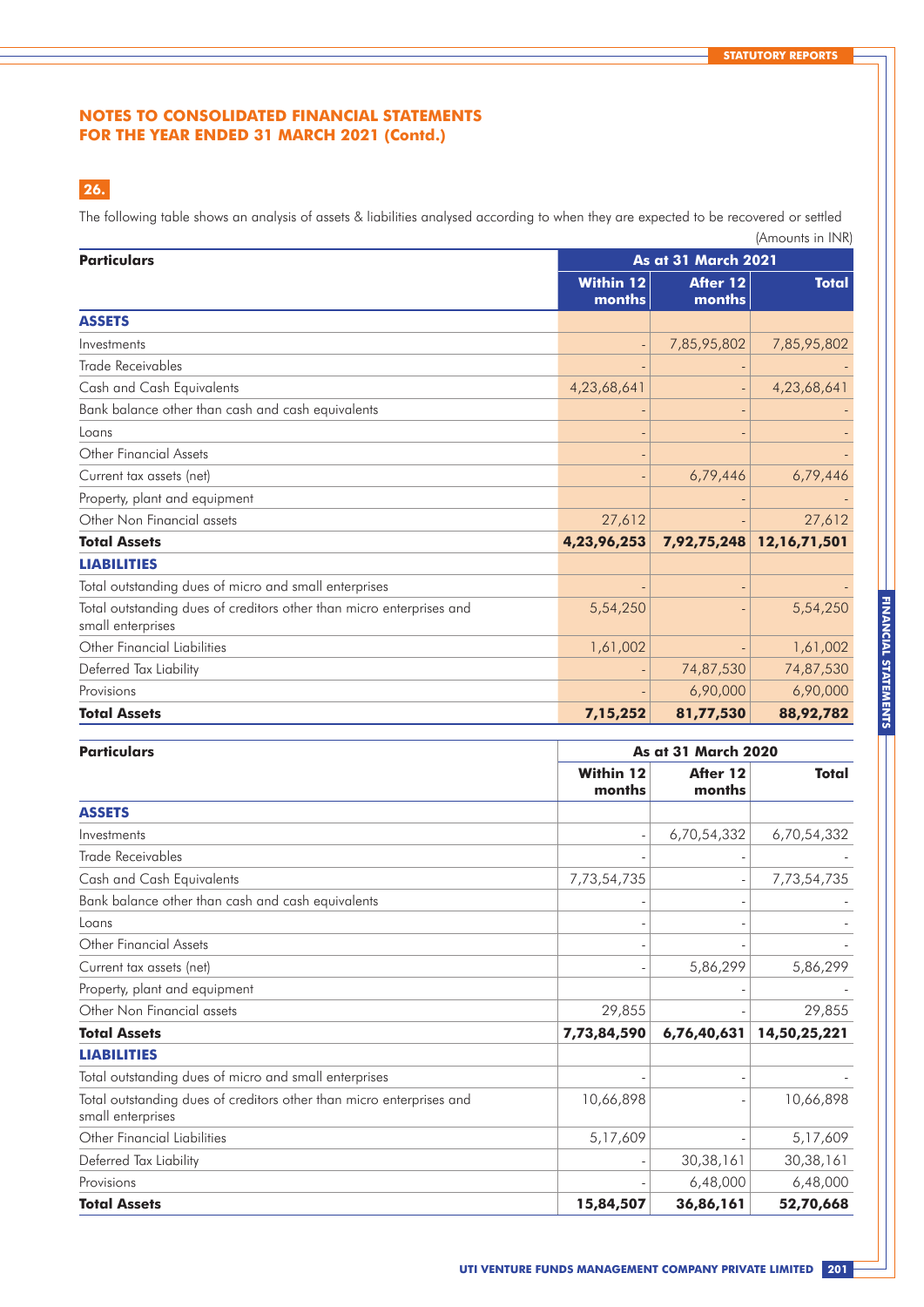## NOTES TO CONSOLIDATED FINANCIAL STATEMENTS FOR THE YEAR ENDED 31 MARCH 2021 (Contd.)

**26.**

The following table shows an analysis of assets & liabilities analysed according to when they are expected to be recovered or settled

(Amounts in INR)

| Particulars | As at 31 March 2021 | | |
|---|---|---|---|
| | Within 12 months | After 12 months | Total |
| **ASSETS** | | | |
| Investments | - | 7,85,95,802 | 7,85,95,802 |
| Trade Receivables | - | - | - |
| Cash and Cash Equivalents | 4,23,68,641 | - | 4,23,68,641 |
| Bank balance other than cash and cash equivalents | - | - | - |
| Loans | - | - | - |
| Other Financial Assets | - | | - |
| Current tax assets (net) | - | 6,79,446 | 6,79,446 |
| Property, plant and equipment | | - | - |
| Other Non Financial assets | 27,612 | - | 27,612 |
| **Total Assets** | **4,23,96,253** | **7,92,75,248** | **12,16,71,501** |
| **LIABILITIES** | | | |
| Total outstanding dues of micro and small enterprises | - | - | - |
| Total outstanding dues of creditors other than micro enterprises and small enterprises | 5,54,250 | - | 5,54,250 |
| Other Financial Liabilities | 1,61,002 | - | 1,61,002 |
| Deferred Tax Liability | - | 74,87,530 | 74,87,530 |
| Provisions | - | 6,90,000 | 6,90,000 |
| **Total Assets** | **7,15,252** | **81,77,530** | **88,92,782** |

| Particulars | As at 31 March 2020 | | |
|---|---|---|---|
| | Within 12 months | After 12 months | Total |
| **ASSETS** | | | |
| Investments | - | 6,70,54,332 | 6,70,54,332 |
| Trade Receivables | - | - | - |
| Cash and Cash Equivalents | 7,73,54,735 | - | 7,73,54,735 |
| Bank balance other than cash and cash equivalents | - | - | - |
| Loans | - | - | - |
| Other Financial Assets | - | - | - |
| Current tax assets (net) | - | 5,86,299 | 5,86,299 |
| Property, plant and equipment | | - | - |
| Other Non Financial assets | 29,855 | - | 29,855 |
| **Total Assets** | **7,73,84,590** | **6,76,40,631** | **14,50,25,221** |
| **LIABILITIES** | | | |
| Total outstanding dues of micro and small enterprises | - | - | - |
| Total outstanding dues of creditors other than micro enterprises and small enterprises | 10,66,898 | - | 10,66,898 |
| Other Financial Liabilities | 5,17,609 | - | 5,17,609 |
| Deferred Tax Liability | - | 30,38,161 | 30,38,161 |
| Provisions | - | 6,48,000 | 6,48,000 |
| **Total Assets** | **15,84,507** | **36,86,161** | **52,70,668** |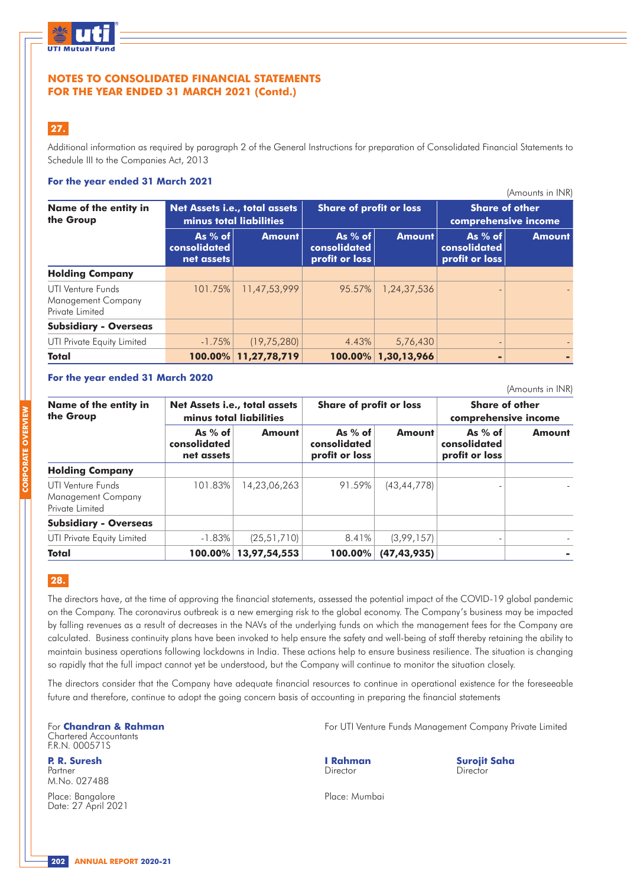## NOTES TO CONSOLIDATED FINANCIAL STATEMENTS FOR THE YEAR ENDED 31 MARCH 2021 (Contd.)

### 27.

Additional information as required by paragraph 2 of the General Instructions for preparation of Consolidated Financial Statements to Schedule III to the Companies Act, 2013

#### For the year ended 31 March 2021

(Amounts in INR)

| Name of the entity in the Group | Net Assets i.e., total assets minus total liabilities | | Share of profit or loss | | Share of other comprehensive income | |
|---|---|---|---|---|---|---|
| | As % of consolidated net assets | Amount | As % of consolidated profit or loss | Amount | As % of consolidated profit or loss | Amount |
| **Holding Company** | | | | | | |
| UTI Venture Funds Management Company Private Limited | 101.75% | 11,47,53,999 | 95.57% | 1,24,37,536 | - | - |
| **Subsidiary - Overseas** | | | | | | |
| UTI Private Equity Limited | -1.75% | (19,75,280) | 4.43% | 5,76,430 | - | - |
| **Total** | **100.00%** | **11,27,78,719** | **100.00%** | **1,30,13,966** | **-** | **-** |

#### For the year ended 31 March 2020

(Amounts in INR)

| Name of the entity in the Group | Net Assets i.e., total assets minus total liabilities | | Share of profit or loss | | Share of other comprehensive income | |
|---|---|---|---|---|---|---|
| | As % of consolidated net assets | Amount | As % of consolidated profit or loss | Amount | As % of consolidated profit or loss | Amount |
| **Holding Company** | | | | | | |
| UTI Venture Funds Management Company Private Limited | 101.83% | 14,23,06,263 | 91.59% | (43,44,778) | - | - |
| **Subsidiary - Overseas** | | | | | | |
| UTI Private Equity Limited | -1.83% | (25,51,710) | 8.41% | (3,99,157) | - | - |
| **Total** | **100.00%** | **13,97,54,553** | **100.00%** | **(47,43,935)** | | **-** |

### 28.

The directors have, at the time of approving the financial statements, assessed the potential impact of the COVID-19 global pandemic on the Company. The coronavirus outbreak is a new emerging risk to the global economy. The Company's business may be impacted by falling revenues as a result of decreases in the NAVs of the underlying funds on which the management fees for the Company are calculated. Business continuity plans have been invoked to help ensure the safety and well-being of staff thereby retaining the ability to maintain business operations following lockdowns in India. These actions help to ensure business resilience. The situation is changing so rapidly that the full impact cannot yet be understood, but the Company will continue to monitor the situation closely.

The directors consider that the Company have adequate financial resources to continue in operational existence for the foreseeable future and therefore, continue to adopt the going concern basis of accounting in preparing the financial statements

For **Chandran & Rahman**
Chartered Accountants
F.R.N. 000571S

**P. R. Suresh**
Partner
M.No. 027488

Place: Bangalore
Date: 27 April 2021

For UTI Venture Funds Management Company Private Limited

**I Rahman**
Director

**Surojit Saha**
Director

Place: Mumbai